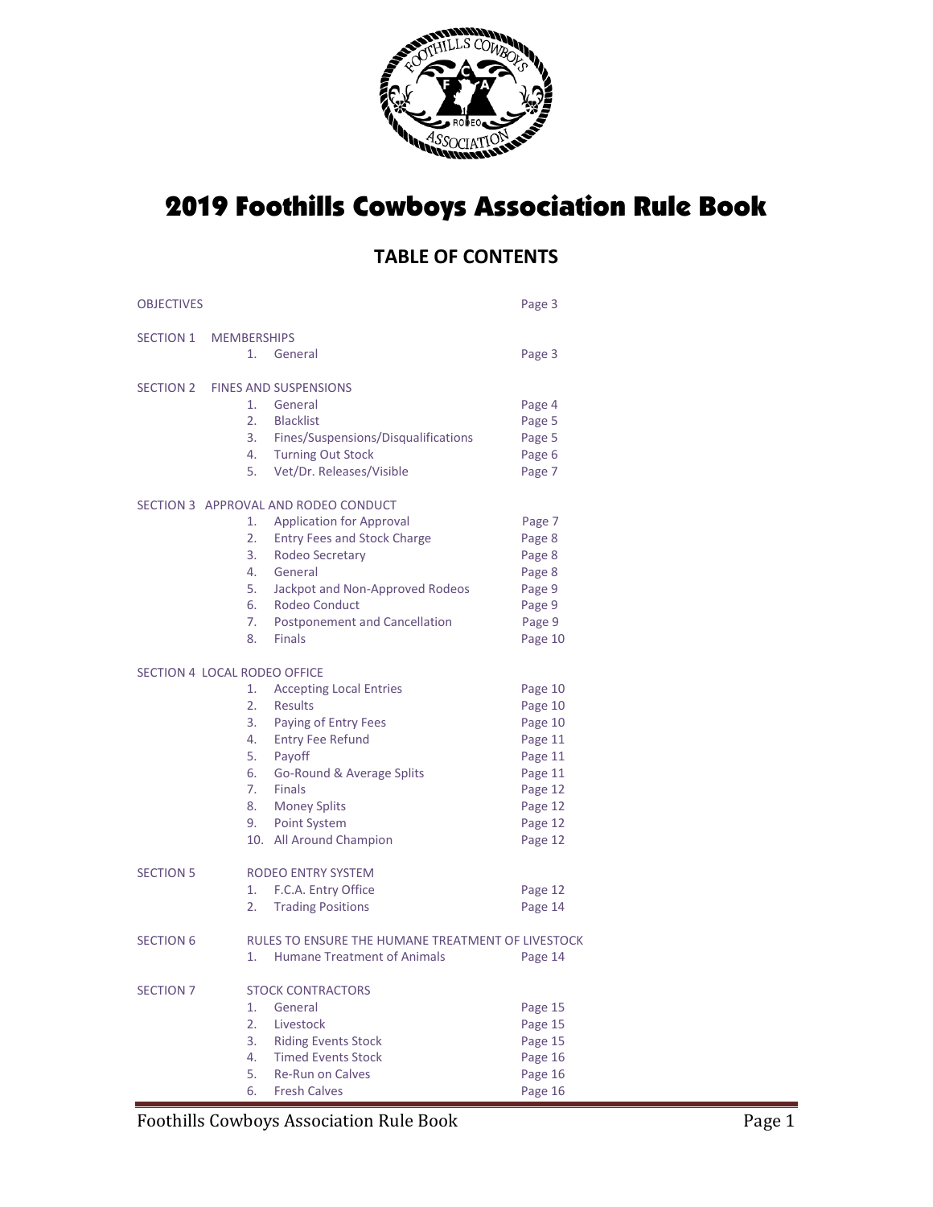# 2019 Foothills Cowboys Association Rule Book

## TABLE OF CONTENTS

| | | | |
|---|---|---|---|
| OBJECTIVES | | | Page 3 |
| SECTION 1 | MEMBERSHIPS | | |
| | 1. | General | Page 3 |
| SECTION 2 | FINES AND SUSPENSIONS | | |
| | 1. | General | Page 4 |
| | 2. | Blacklist | Page 5 |
| | 3. | Fines/Suspensions/Disqualifications | Page 5 |
| | 4. | Turning Out Stock | Page 6 |
| | 5. | Vet/Dr. Releases/Visible | Page 7 |
| SECTION 3 | APPROVAL AND RODEO CONDUCT | | |
| | 1. | Application for Approval | Page 7 |
| | 2. | Entry Fees and Stock Charge | Page 8 |
| | 3. | Rodeo Secretary | Page 8 |
| | 4. | General | Page 8 |
| | 5. | Jackpot and Non-Approved Rodeos | Page 9 |
| | 6. | Rodeo Conduct | Page 9 |
| | 7. | Postponement and Cancellation | Page 9 |
| | 8. | Finals | Page 10 |
| SECTION 4 | LOCAL RODEO OFFICE | | |
| | 1. | Accepting Local Entries | Page 10 |
| | 2. | Results | Page 10 |
| | 3. | Paying of Entry Fees | Page 10 |
| | 4. | Entry Fee Refund | Page 11 |
| | 5. | Payoff | Page 11 |
| | 6. | Go-Round & Average Splits | Page 11 |
| | 7. | Finals | Page 12 |
| | 8. | Money Splits | Page 12 |
| | 9. | Point System | Page 12 |
| | 10. | All Around Champion | Page 12 |
| SECTION 5 | RODEO ENTRY SYSTEM | | |
| | 1. | F.C.A. Entry Office | Page 12 |
| | 2. | Trading Positions | Page 14 |
| SECTION 6 | RULES TO ENSURE THE HUMANE TREATMENT OF LIVESTOCK | | |
| | 1. | Humane Treatment of Animals | Page 14 |
| SECTION 7 | STOCK CONTRACTORS | | |
| | 1. | General | Page 15 |
| | 2. | Livestock | Page 15 |
| | 3. | Riding Events Stock | Page 15 |
| | 4. | Timed Events Stock | Page 16 |
| | 5. | Re-Run on Calves | Page 16 |
| | 6. | Fresh Calves | Page 16 |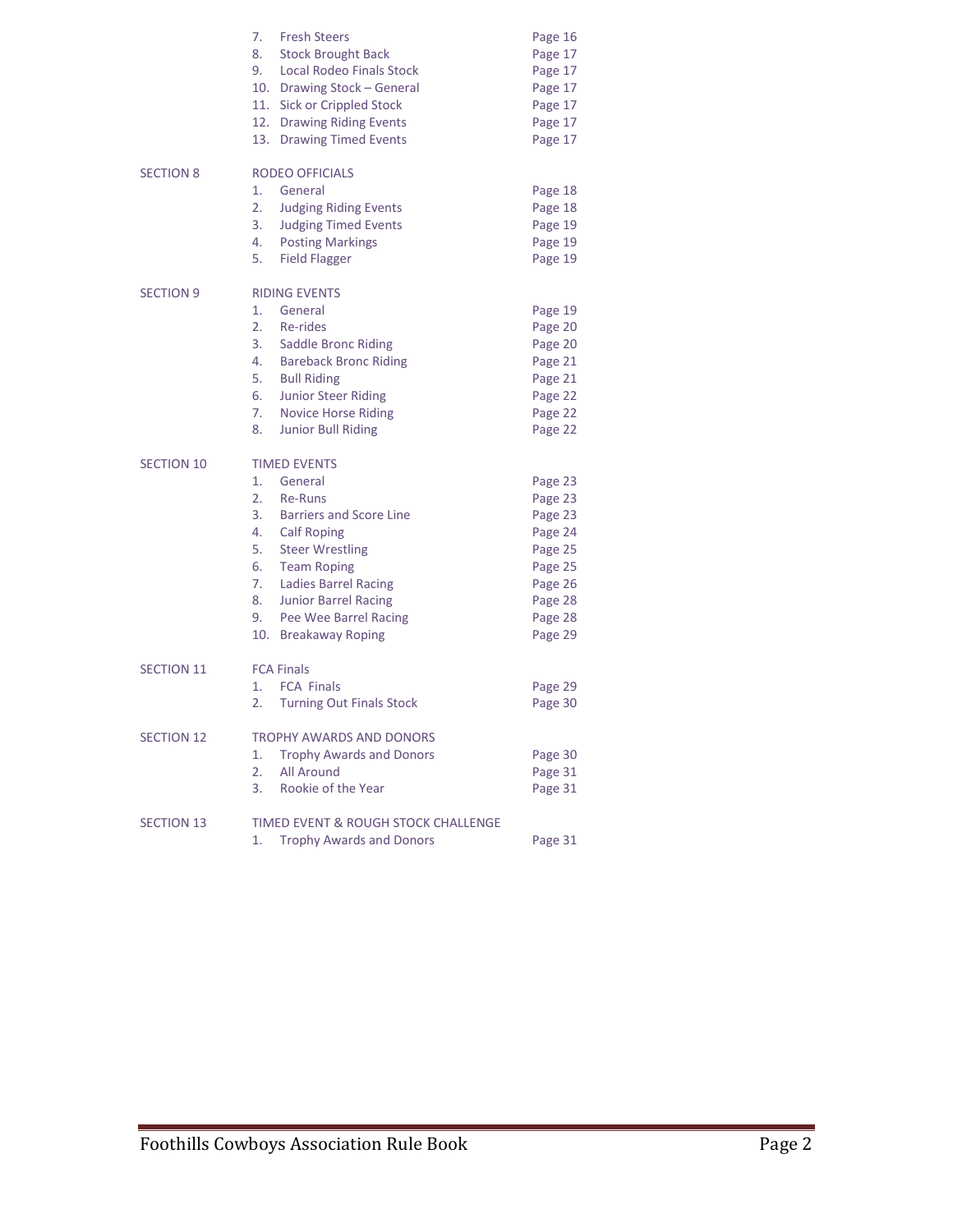| | | |
|---|---|---|
| | 7. Fresh Steers | Page 16 |
| | 8. Stock Brought Back | Page 17 |
| | 9. Local Rodeo Finals Stock | Page 17 |
| | 10. Drawing Stock – General | Page 17 |
| | 11. Sick or Crippled Stock | Page 17 |
| | 12. Drawing Riding Events | Page 17 |
| | 13. Drawing Timed Events | Page 17 |
| SECTION 8 | RODEO OFFICIALS | |
| | 1. General | Page 18 |
| | 2. Judging Riding Events | Page 18 |
| | 3. Judging Timed Events | Page 19 |
| | 4. Posting Markings | Page 19 |
| | 5. Field Flagger | Page 19 |
| SECTION 9 | RIDING EVENTS | |
| | 1. General | Page 19 |
| | 2. Re-rides | Page 20 |
| | 3. Saddle Bronc Riding | Page 20 |
| | 4. Bareback Bronc Riding | Page 21 |
| | 5. Bull Riding | Page 21 |
| | 6. Junior Steer Riding | Page 22 |
| | 7. Novice Horse Riding | Page 22 |
| | 8. Junior Bull Riding | Page 22 |
| SECTION 10 | TIMED EVENTS | |
| | 1. General | Page 23 |
| | 2. Re-Runs | Page 23 |
| | 3. Barriers and Score Line | Page 23 |
| | 4. Calf Roping | Page 24 |
| | 5. Steer Wrestling | Page 25 |
| | 6. Team Roping | Page 25 |
| | 7. Ladies Barrel Racing | Page 26 |
| | 8. Junior Barrel Racing | Page 28 |
| | 9. Pee Wee Barrel Racing | Page 28 |
| | 10. Breakaway Roping | Page 29 |
| SECTION 11 | FCA Finals | |
| | 1. FCA Finals | Page 29 |
| | 2. Turning Out Finals Stock | Page 30 |
| SECTION 12 | TROPHY AWARDS AND DONORS | |
| | 1. Trophy Awards and Donors | Page 30 |
| | 2. All Around | Page 31 |
| | 3. Rookie of the Year | Page 31 |
| SECTION 13 | TIMED EVENT & ROUGH STOCK CHALLENGE | |
| | 1. Trophy Awards and Donors | Page 31 |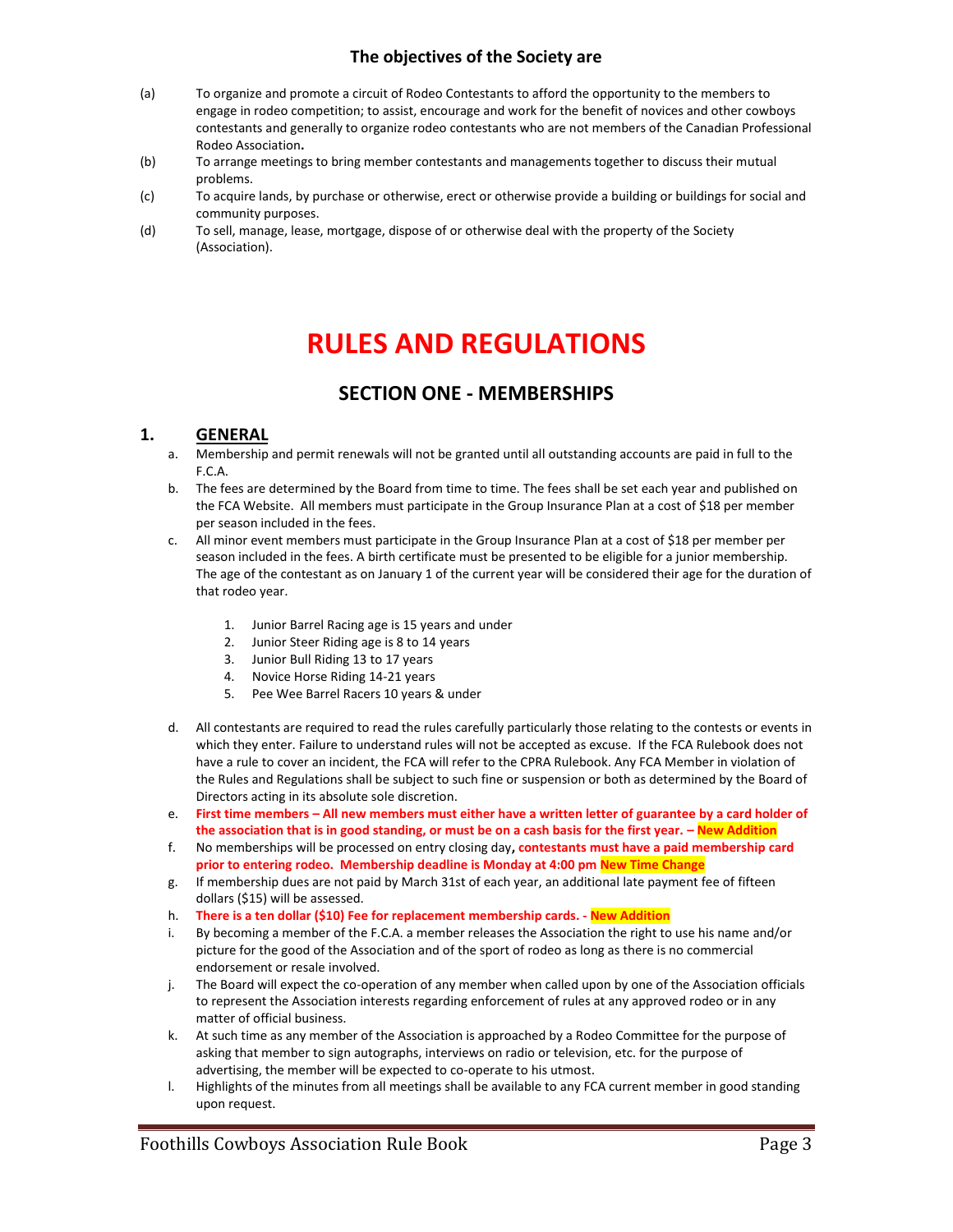### The objectives of the Society are

(a) To organize and promote a circuit of Rodeo Contestants to afford the opportunity to the members to engage in rodeo competition; to assist, encourage and work for the benefit of novices and other cowboys contestants and generally to organize rodeo contestants who are not members of the Canadian Professional Rodeo Association**.**

(b) To arrange meetings to bring member contestants and managements together to discuss their mutual problems.

(c) To acquire lands, by purchase or otherwise, erect or otherwise provide a building or buildings for social and community purposes.

(d) To sell, manage, lease, mortgage, dispose of or otherwise deal with the property of the Society (Association).

# RULES AND REGULATIONS

## SECTION ONE - MEMBERSHIPS

### 1. GENERAL

a. Membership and permit renewals will not be granted until all outstanding accounts are paid in full to the F.C.A.

b. The fees are determined by the Board from time to time. The fees shall be set each year and published on the FCA Website. All members must participate in the Group Insurance Plan at a cost of $18 per member per season included in the fees.

c. All minor event members must participate in the Group Insurance Plan at a cost of $18 per member per season included in the fees. A birth certificate must be presented to be eligible for a junior membership. The age of the contestant as on January 1 of the current year will be considered their age for the duration of that rodeo year.

   1. Junior Barrel Racing age is 15 years and under
   2. Junior Steer Riding age is 8 to 14 years
   3. Junior Bull Riding 13 to 17 years
   4. Novice Horse Riding 14-21 years
   5. Pee Wee Barrel Racers 10 years & under

d. All contestants are required to read the rules carefully particularly those relating to the contests or events in which they enter. Failure to understand rules will not be accepted as excuse. If the FCA Rulebook does not have a rule to cover an incident, the FCA will refer to the CPRA Rulebook. Any FCA Member in violation of the Rules and Regulations shall be subject to such fine or suspension or both as determined by the Board of Directors acting in its absolute sole discretion.

e. **First time members – All new members must either have a written letter of guarantee by a card holder of the association that is in good standing, or must be on a cash basis for the first year. – New Addition**

f. No memberships will be processed on entry closing day**, contestants must have a paid membership card prior to entering rodeo. Membership deadline is Monday at 4:00 pm New Time Change**

g. If membership dues are not paid by March 31st of each year, an additional late payment fee of fifteen dollars ($15) will be assessed.

h. **There is a ten dollar ($10) Fee for replacement membership cards. - New Addition**

i. By becoming a member of the F.C.A. a member releases the Association the right to use his name and/or picture for the good of the Association and of the sport of rodeo as long as there is no commercial endorsement or resale involved.

j. The Board will expect the co-operation of any member when called upon by one of the Association officials to represent the Association interests regarding enforcement of rules at any approved rodeo or in any matter of official business.

k. At such time as any member of the Association is approached by a Rodeo Committee for the purpose of asking that member to sign autographs, interviews on radio or television, etc. for the purpose of advertising, the member will be expected to co-operate to his utmost.

l. Highlights of the minutes from all meetings shall be available to any FCA current member in good standing upon request.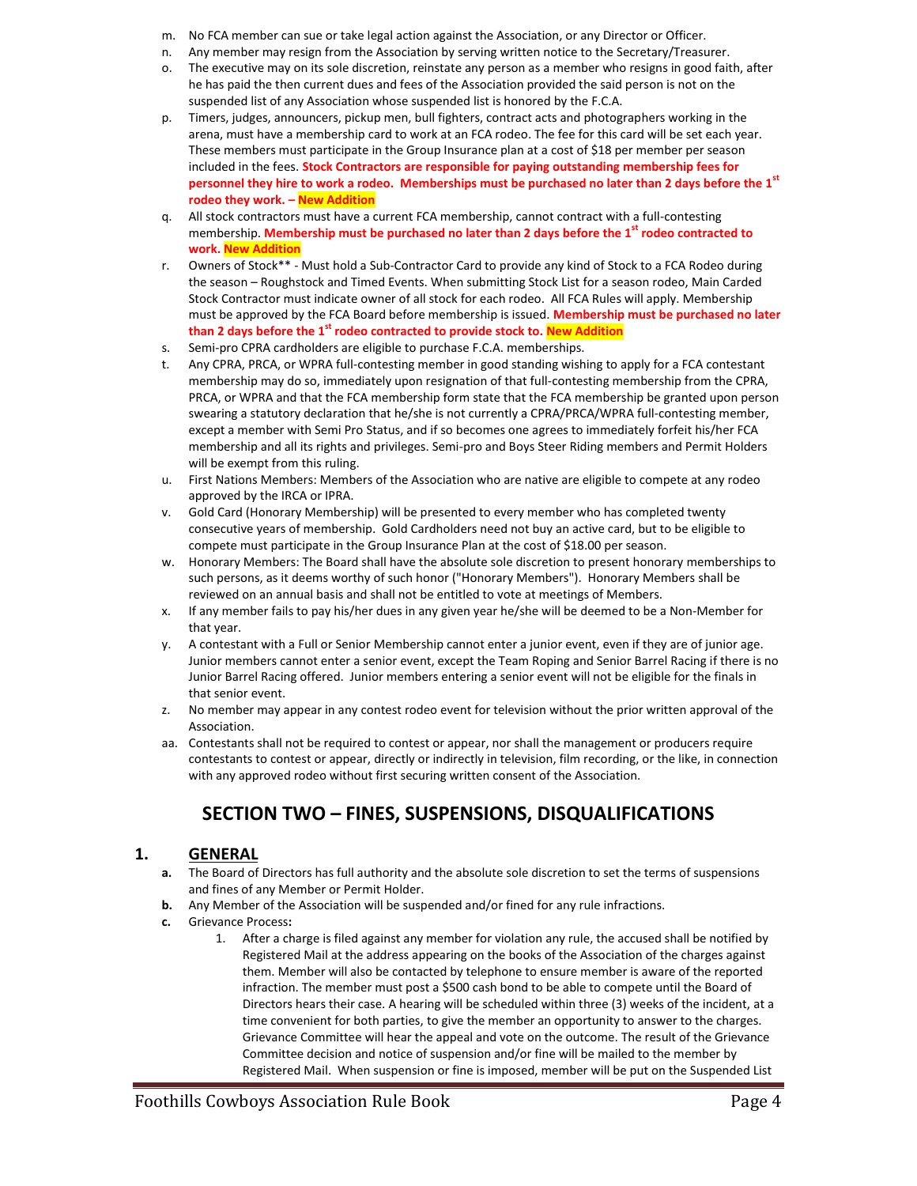m. No FCA member can sue or take legal action against the Association, or any Director or Officer.

n. Any member may resign from the Association by serving written notice to the Secretary/Treasurer.

o. The executive may on its sole discretion, reinstate any person as a member who resigns in good faith, after he has paid the then current dues and fees of the Association provided the said person is not on the suspended list of any Association whose suspended list is honored by the F.C.A.

p. Timers, judges, announcers, pickup men, bull fighters, contract acts and photographers working in the arena, must have a membership card to work at an FCA rodeo. The fee for this card will be set each year. These members must participate in the Group Insurance plan at a cost of $18 per member per season included in the fees. **Stock Contractors are responsible for paying outstanding membership fees for personnel they hire to work a rodeo. Memberships must be purchased no later than 2 days before the 1st rodeo they work. – New Addition**

q. All stock contractors must have a current FCA membership, cannot contract with a full-contesting membership. **Membership must be purchased no later than 2 days before the 1st rodeo contracted to work. New Addition**

r. Owners of Stock** - Must hold a Sub-Contractor Card to provide any kind of Stock to a FCA Rodeo during the season – Roughstock and Timed Events. When submitting Stock List for a season rodeo, Main Carded Stock Contractor must indicate owner of all stock for each rodeo. All FCA Rules will apply. Membership must be approved by the FCA Board before membership is issued. **Membership must be purchased no later than 2 days before the 1st rodeo contracted to provide stock to. New Addition**

s. Semi-pro CPRA cardholders are eligible to purchase F.C.A. memberships.

t. Any CPRA, PRCA, or WPRA full-contesting member in good standing wishing to apply for a FCA contestant membership may do so, immediately upon resignation of that full-contesting membership from the CPRA, PRCA, or WPRA and that the FCA membership form state that the FCA membership be granted upon person swearing a statutory declaration that he/she is not currently a CPRA/PRCA/WPRA full-contesting member, except a member with Semi Pro Status, and if so becomes one agrees to immediately forfeit his/her FCA membership and all its rights and privileges. Semi-pro and Boys Steer Riding members and Permit Holders will be exempt from this ruling.

u. First Nations Members: Members of the Association who are native are eligible to compete at any rodeo approved by the IRCA or IPRA.

v. Gold Card (Honorary Membership) will be presented to every member who has completed twenty consecutive years of membership. Gold Cardholders need not buy an active card, but to be eligible to compete must participate in the Group Insurance Plan at the cost of $18.00 per season.

w. Honorary Members: The Board shall have the absolute sole discretion to present honorary memberships to such persons, as it deems worthy of such honor ("Honorary Members"). Honorary Members shall be reviewed on an annual basis and shall not be entitled to vote at meetings of Members.

x. If any member fails to pay his/her dues in any given year he/she will be deemed to be a Non-Member for that year.

y. A contestant with a Full or Senior Membership cannot enter a junior event, even if they are of junior age. Junior members cannot enter a senior event, except the Team Roping and Senior Barrel Racing if there is no Junior Barrel Racing offered. Junior members entering a senior event will not be eligible for the finals in that senior event.

z. No member may appear in any contest rodeo event for television without the prior written approval of the Association.

aa. Contestants shall not be required to contest or appear, nor shall the management or producers require contestants to contest or appear, directly or indirectly in television, film recording, or the like, in connection with any approved rodeo without first securing written consent of the Association.

## SECTION TWO – FINES, SUSPENSIONS, DISQUALIFICATIONS

### 1. GENERAL

**a.** The Board of Directors has full authority and the absolute sole discretion to set the terms of suspensions and fines of any Member or Permit Holder.

**b.** Any Member of the Association will be suspended and/or fined for any rule infractions.

**c.** Grievance Process**:**

1. After a charge is filed against any member for violation any rule, the accused shall be notified by Registered Mail at the address appearing on the books of the Association of the charges against them. Member will also be contacted by telephone to ensure member is aware of the reported infraction. The member must post a $500 cash bond to be able to compete until the Board of Directors hears their case. A hearing will be scheduled within three (3) weeks of the incident, at a time convenient for both parties, to give the member an opportunity to answer to the charges. Grievance Committee will hear the appeal and vote on the outcome. The result of the Grievance Committee decision and notice of suspension and/or fine will be mailed to the member by Registered Mail. When suspension or fine is imposed, member will be put on the Suspended List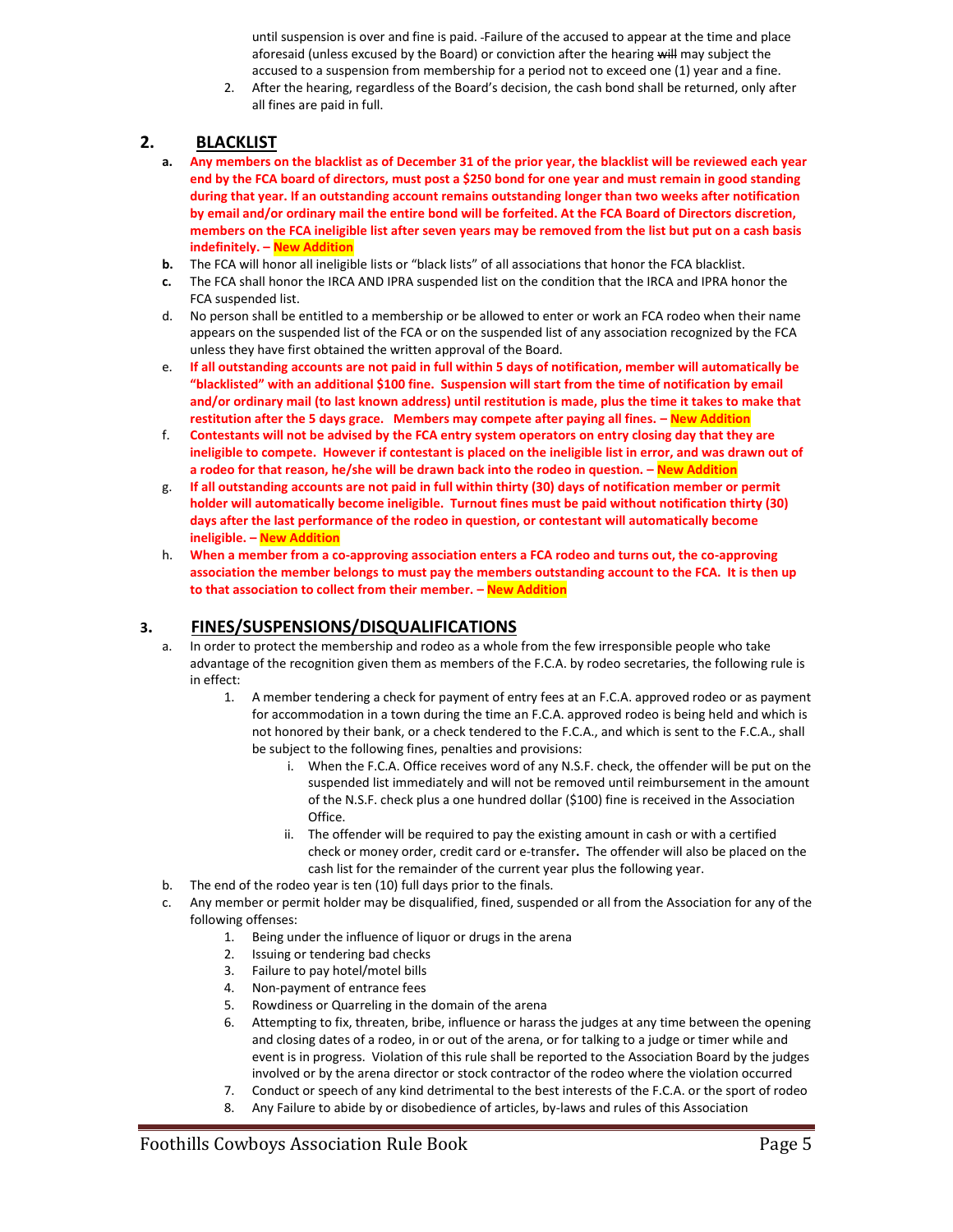until suspension is over and fine is paid. -Failure of the accused to appear at the time and place aforesaid (unless excused by the Board) or conviction after the hearing ~~will~~ may subject the accused to a suspension from membership for a period not to exceed one (1) year and a fine.

2. After the hearing, regardless of the Board's decision, the cash bond shall be returned, only after all fines are paid in full.

## 2. BLACKLIST

- **a.** **Any members on the blacklist as of December 31 of the prior year, the blacklist will be reviewed each year end by the FCA board of directors, must post a $250 bond for one year and must remain in good standing during that year. If an outstanding account remains outstanding longer than two weeks after notification by email and/or ordinary mail the entire bond will be forfeited. At the FCA Board of Directors discretion, members on the FCA ineligible list after seven years may be removed from the list but put on a cash basis indefinitely. – New Addition**
- **b.** The FCA will honor all ineligible lists or "black lists" of all associations that honor the FCA blacklist.
- **c.** The FCA shall honor the IRCA AND IPRA suspended list on the condition that the IRCA and IPRA honor the FCA suspended list.
- d. No person shall be entitled to a membership or be allowed to enter or work an FCA rodeo when their name appears on the suspended list of the FCA or on the suspended list of any association recognized by the FCA unless they have first obtained the written approval of the Board.
- e. **If all outstanding accounts are not paid in full within 5 days of notification, member will automatically be "blacklisted" with an additional $100 fine. Suspension will start from the time of notification by email and/or ordinary mail (to last known address) until restitution is made, plus the time it takes to make that restitution after the 5 days grace. Members may compete after paying all fines. – New Addition**
- f. **Contestants will not be advised by the FCA entry system operators on entry closing day that they are ineligible to compete. However if contestant is placed on the ineligible list in error, and was drawn out of a rodeo for that reason, he/she will be drawn back into the rodeo in question. – New Addition**
- g. **If all outstanding accounts are not paid in full within thirty (30) days of notification member or permit holder will automatically become ineligible. Turnout fines must be paid without notification thirty (30) days after the last performance of the rodeo in question, or contestant will automatically become ineligible. – New Addition**
- h. **When a member from a co-approving association enters a FCA rodeo and turns out, the co-approving association the member belongs to must pay the members outstanding account to the FCA. It is then up to that association to collect from their member. – New Addition**

## 3. FINES/SUSPENSIONS/DISQUALIFICATIONS

a. In order to protect the membership and rodeo as a whole from the few irresponsible people who take advantage of the recognition given them as members of the F.C.A. by rodeo secretaries, the following rule is in effect:

1. A member tendering a check for payment of entry fees at an F.C.A. approved rodeo or as payment for accommodation in a town during the time an F.C.A. approved rodeo is being held and which is not honored by their bank, or a check tendered to the F.C.A., and which is sent to the F.C.A., shall be subject to the following fines, penalties and provisions:
   - i. When the F.C.A. Office receives word of any N.S.F. check, the offender will be put on the suspended list immediately and will not be removed until reimbursement in the amount of the N.S.F. check plus a one hundred dollar ($100) fine is received in the Association Office.
   - ii. The offender will be required to pay the existing amount in cash or with a certified check or money order, credit card or e-transfer**.** The offender will also be placed on the cash list for the remainder of the current year plus the following year.

b. The end of the rodeo year is ten (10) full days prior to the finals.

c. Any member or permit holder may be disqualified, fined, suspended or all from the Association for any of the following offenses:

1. Being under the influence of liquor or drugs in the arena
2. Issuing or tendering bad checks
3. Failure to pay hotel/motel bills
4. Non-payment of entrance fees
5. Rowdiness or Quarreling in the domain of the arena
6. Attempting to fix, threaten, bribe, influence or harass the judges at any time between the opening and closing dates of a rodeo, in or out of the arena, or for talking to a judge or timer while and event is in progress. Violation of this rule shall be reported to the Association Board by the judges involved or by the arena director or stock contractor of the rodeo where the violation occurred
7. Conduct or speech of any kind detrimental to the best interests of the F.C.A. or the sport of rodeo
8. Any Failure to abide by or disobedience of articles, by-laws and rules of this Association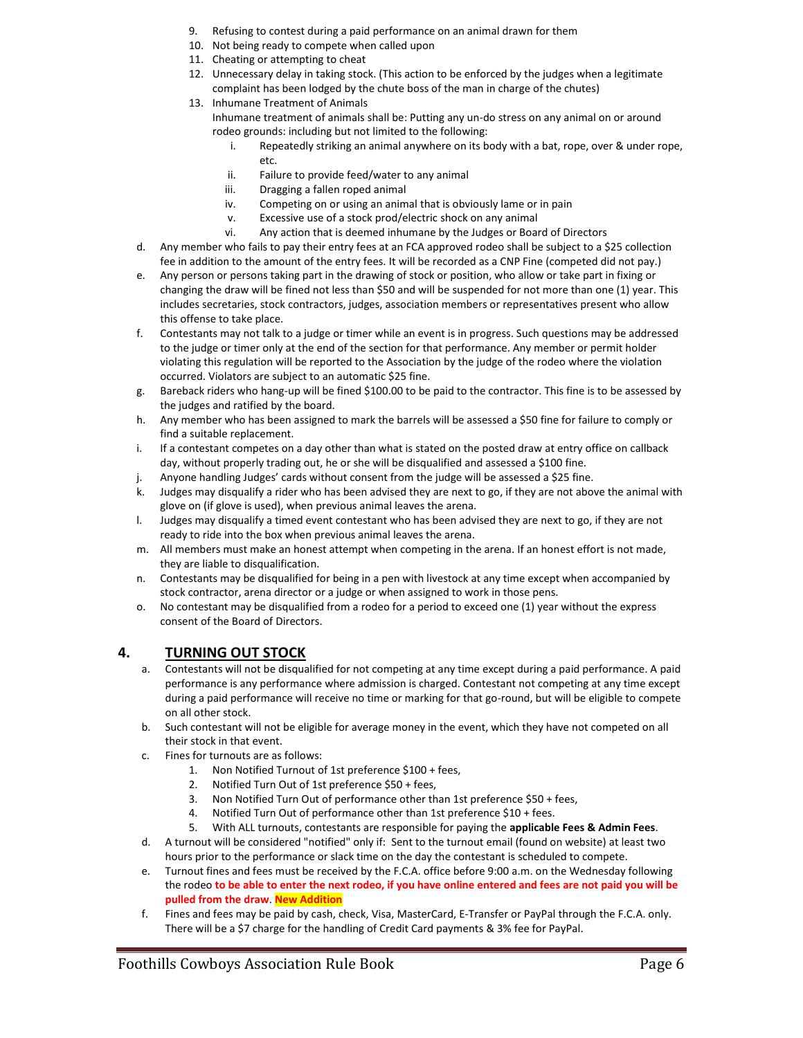9. Refusing to contest during a paid performance on an animal drawn for them
10. Not being ready to compete when called upon
11. Cheating or attempting to cheat
12. Unnecessary delay in taking stock. (This action to be enforced by the judges when a legitimate complaint has been lodged by the chute boss of the man in charge of the chutes)
13. Inhumane Treatment of Animals
    Inhumane treatment of animals shall be: Putting any un-do stress on any animal on or around rodeo grounds: including but not limited to the following:
    i. Repeatedly striking an animal anywhere on its body with a bat, rope, over & under rope, etc.
    ii. Failure to provide feed/water to any animal
    iii. Dragging a fallen roped animal
    iv. Competing on or using an animal that is obviously lame or in pain
    v. Excessive use of a stock prod/electric shock on any animal
    vi. Any action that is deemed inhumane by the Judges or Board of Directors

d. Any member who fails to pay their entry fees at an FCA approved rodeo shall be subject to a $25 collection fee in addition to the amount of the entry fees. It will be recorded as a CNP Fine (competed did not pay.)

e. Any person or persons taking part in the drawing of stock or position, who allow or take part in fixing or changing the draw will be fined not less than $50 and will be suspended for not more than one (1) year. This includes secretaries, stock contractors, judges, association members or representatives present who allow this offense to take place.

f. Contestants may not talk to a judge or timer while an event is in progress. Such questions may be addressed to the judge or timer only at the end of the section for that performance. Any member or permit holder violating this regulation will be reported to the Association by the judge of the rodeo where the violation occurred. Violators are subject to an automatic $25 fine.

g. Bareback riders who hang-up will be fined $100.00 to be paid to the contractor. This fine is to be assessed by the judges and ratified by the board.

h. Any member who has been assigned to mark the barrels will be assessed a $50 fine for failure to comply or find a suitable replacement.

i. If a contestant competes on a day other than what is stated on the posted draw at entry office on callback day, without properly trading out, he or she will be disqualified and assessed a $100 fine.

j. Anyone handling Judges' cards without consent from the judge will be assessed a $25 fine.

k. Judges may disqualify a rider who has been advised they are next to go, if they are not above the animal with glove on (if glove is used), when previous animal leaves the arena.

l. Judges may disqualify a timed event contestant who has been advised they are next to go, if they are not ready to ride into the box when previous animal leaves the arena.

m. All members must make an honest attempt when competing in the arena. If an honest effort is not made, they are liable to disqualification.

n. Contestants may be disqualified for being in a pen with livestock at any time except when accompanied by stock contractor, arena director or a judge or when assigned to work in those pens.

o. No contestant may be disqualified from a rodeo for a period to exceed one (1) year without the express consent of the Board of Directors.

## 4. TURNING OUT STOCK

a. Contestants will not be disqualified for not competing at any time except during a paid performance. A paid performance is any performance where admission is charged. Contestant not competing at any time except during a paid performance will receive no time or marking for that go-round, but will be eligible to compete on all other stock.

b. Such contestant will not be eligible for average money in the event, which they have not competed on all their stock in that event.

c. Fines for turnouts are as follows:
    1. Non Notified Turnout of 1st preference $100 + fees,
    2. Notified Turn Out of 1st preference $50 + fees,
    3. Non Notified Turn Out of performance other than 1st preference $50 + fees,
    4. Notified Turn Out of performance other than 1st preference $10 + fees.
    5. With ALL turnouts, contestants are responsible for paying the **applicable Fees & Admin Fees**.

d. A turnout will be considered "notified" only if: Sent to the turnout email (found on website) at least two hours prior to the performance or slack time on the day the contestant is scheduled to compete.

e. Turnout fines and fees must be received by the F.C.A. office before 9:00 a.m. on the Wednesday following the rodeo **to be able to enter the next rodeo, if you have online entered and fees are not paid you will be pulled from the draw. New Addition**

f. Fines and fees may be paid by cash, check, Visa, MasterCard, E-Transfer or PayPal through the F.C.A. only. There will be a $7 charge for the handling of Credit Card payments & 3% fee for PayPal.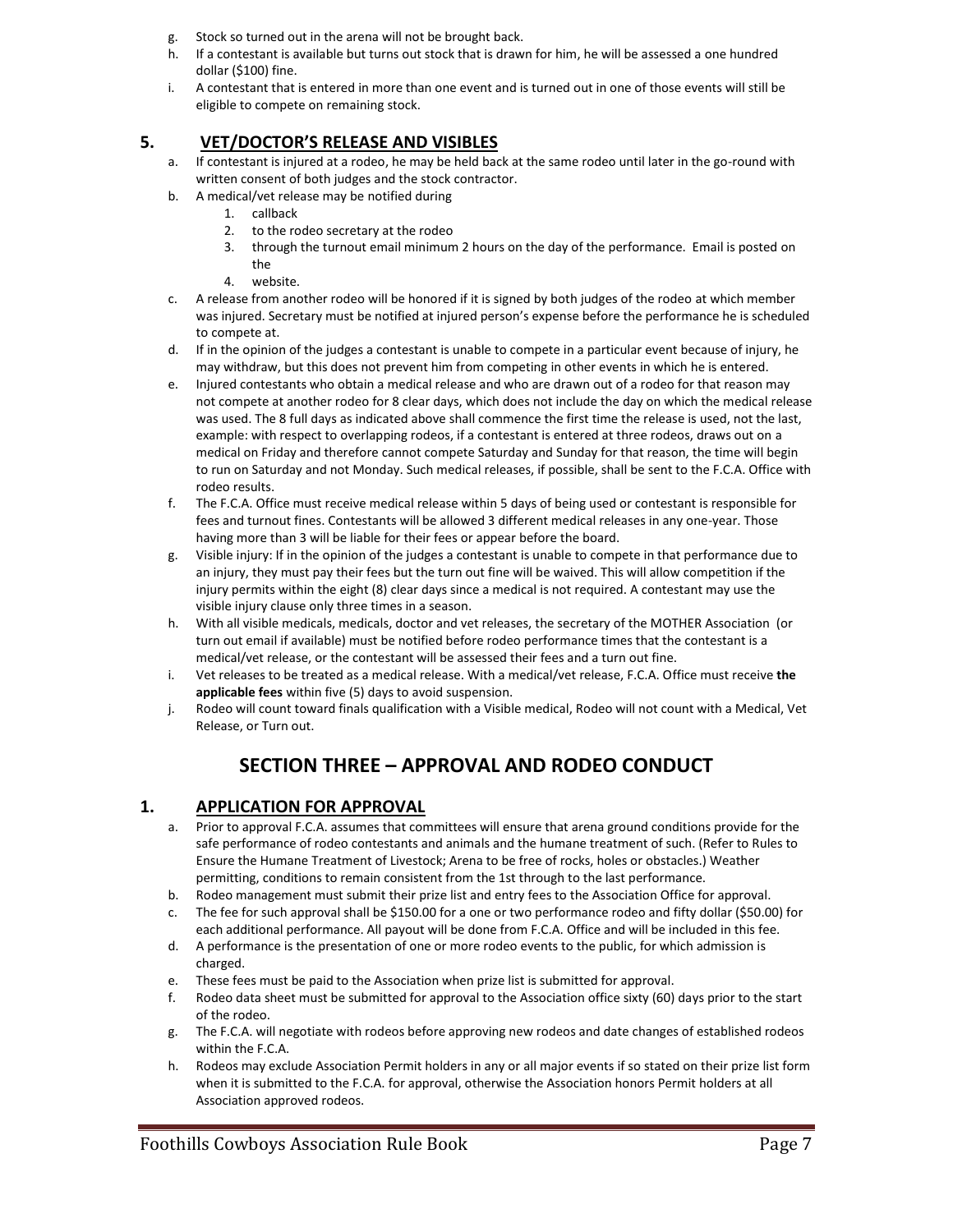g. Stock so turned out in the arena will not be brought back.
h. If a contestant is available but turns out stock that is drawn for him, he will be assessed a one hundred dollar ($100) fine.
i. A contestant that is entered in more than one event and is turned out in one of those events will still be eligible to compete on remaining stock.

## 5. VET/DOCTOR'S RELEASE AND VISIBLES

a. If contestant is injured at a rodeo, he may be held back at the same rodeo until later in the go-round with written consent of both judges and the stock contractor.
b. A medical/vet release may be notified during
   1. callback
   2. to the rodeo secretary at the rodeo
   3. through the turnout email minimum 2 hours on the day of the performance. Email is posted on the
   4. website.
c. A release from another rodeo will be honored if it is signed by both judges of the rodeo at which member was injured. Secretary must be notified at injured person's expense before the performance he is scheduled to compete at.
d. If in the opinion of the judges a contestant is unable to compete in a particular event because of injury, he may withdraw, but this does not prevent him from competing in other events in which he is entered.
e. Injured contestants who obtain a medical release and who are drawn out of a rodeo for that reason may not compete at another rodeo for 8 clear days, which does not include the day on which the medical release was used. The 8 full days as indicated above shall commence the first time the release is used, not the last, example: with respect to overlapping rodeos, if a contestant is entered at three rodeos, draws out on a medical on Friday and therefore cannot compete Saturday and Sunday for that reason, the time will begin to run on Saturday and not Monday. Such medical releases, if possible, shall be sent to the F.C.A. Office with rodeo results.
f. The F.C.A. Office must receive medical release within 5 days of being used or contestant is responsible for fees and turnout fines. Contestants will be allowed 3 different medical releases in any one-year. Those having more than 3 will be liable for their fees or appear before the board.
g. Visible injury: If in the opinion of the judges a contestant is unable to compete in that performance due to an injury, they must pay their fees but the turn out fine will be waived. This will allow competition if the injury permits within the eight (8) clear days since a medical is not required. A contestant may use the visible injury clause only three times in a season.
h. With all visible medicals, medicals, doctor and vet releases, the secretary of the MOTHER Association (or turn out email if available) must be notified before rodeo performance times that the contestant is a medical/vet release, or the contestant will be assessed their fees and a turn out fine.
i. Vet releases to be treated as a medical release. With a medical/vet release, F.C.A. Office must receive **the applicable fees** within five (5) days to avoid suspension.
j. Rodeo will count toward finals qualification with a Visible medical, Rodeo will not count with a Medical, Vet Release, or Turn out.

# SECTION THREE – APPROVAL AND RODEO CONDUCT

## 1. APPLICATION FOR APPROVAL

a. Prior to approval F.C.A. assumes that committees will ensure that arena ground conditions provide for the safe performance of rodeo contestants and animals and the humane treatment of such. (Refer to Rules to Ensure the Humane Treatment of Livestock; Arena to be free of rocks, holes or obstacles.) Weather permitting, conditions to remain consistent from the 1st through to the last performance.
b. Rodeo management must submit their prize list and entry fees to the Association Office for approval.
c. The fee for such approval shall be $150.00 for a one or two performance rodeo and fifty dollar ($50.00) for each additional performance. All payout will be done from F.C.A. Office and will be included in this fee.
d. A performance is the presentation of one or more rodeo events to the public, for which admission is charged.
e. These fees must be paid to the Association when prize list is submitted for approval.
f. Rodeo data sheet must be submitted for approval to the Association office sixty (60) days prior to the start of the rodeo.
g. The F.C.A. will negotiate with rodeos before approving new rodeos and date changes of established rodeos within the F.C.A.
h. Rodeos may exclude Association Permit holders in any or all major events if so stated on their prize list form when it is submitted to the F.C.A. for approval, otherwise the Association honors Permit holders at all Association approved rodeos.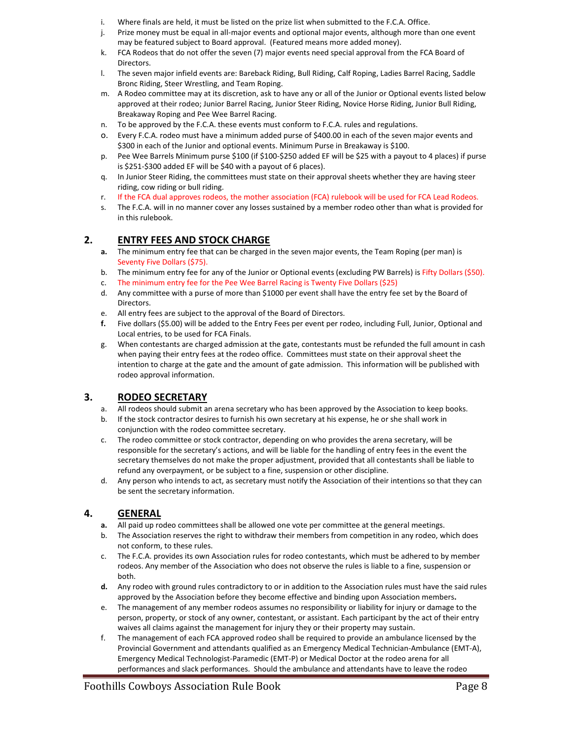i. Where finals are held, it must be listed on the prize list when submitted to the F.C.A. Office.

j. Prize money must be equal in all-major events and optional major events, although more than one event may be featured subject to Board approval. (Featured means more added money).

k. FCA Rodeos that do not offer the seven (7) major events need special approval from the FCA Board of Directors.

l. The seven major infield events are: Bareback Riding, Bull Riding, Calf Roping, Ladies Barrel Racing, Saddle Bronc Riding, Steer Wrestling, and Team Roping.

m. A Rodeo committee may at its discretion, ask to have any or all of the Junior or Optional events listed below approved at their rodeo; Junior Barrel Racing, Junior Steer Riding, Novice Horse Riding, Junior Bull Riding, Breakaway Roping and Pee Wee Barrel Racing.

n. To be approved by the F.C.A. these events must conform to F.C.A. rules and regulations.

o. Every F.C.A. rodeo must have a minimum added purse of $400.00 in each of the seven major events and $300 in each of the Junior and optional events. Minimum Purse in Breakaway is $100.

p. Pee Wee Barrels Minimum purse $100 (if $100-$250 added EF will be $25 with a payout to 4 places) if purse is $251-$300 added EF will be $40 with a payout of 6 places).

q. In Junior Steer Riding, the committees must state on their approval sheets whether they are having steer riding, cow riding or bull riding.

r. If the FCA dual approves rodeos, the mother association (FCA) rulebook will be used for FCA Lead Rodeos.

s. The F.C.A. will in no manner cover any losses sustained by a member rodeo other than what is provided for in this rulebook.

## 2. ENTRY FEES AND STOCK CHARGE

**a.** The minimum entry fee that can be charged in the seven major events, the Team Roping (per man) is Seventy Five Dollars ($75).

b. The minimum entry fee for any of the Junior or Optional events (excluding PW Barrels) is Fifty Dollars ($50).

c. The minimum entry fee for the Pee Wee Barrel Racing is Twenty Five Dollars ($25)

d. Any committee with a purse of more than $1000 per event shall have the entry fee set by the Board of Directors.

e. All entry fees are subject to the approval of the Board of Directors.

**f.** Five dollars ($5.00) will be added to the Entry Fees per event per rodeo, including Full, Junior, Optional and Local entries, to be used for FCA Finals.

g. When contestants are charged admission at the gate, contestants must be refunded the full amount in cash when paying their entry fees at the rodeo office. Committees must state on their approval sheet the intention to charge at the gate and the amount of gate admission. This information will be published with rodeo approval information.

## 3. RODEO SECRETARY

a. All rodeos should submit an arena secretary who has been approved by the Association to keep books.

b. If the stock contractor desires to furnish his own secretary at his expense, he or she shall work in conjunction with the rodeo committee secretary.

c. The rodeo committee or stock contractor, depending on who provides the arena secretary, will be responsible for the secretary's actions, and will be liable for the handling of entry fees in the event the secretary themselves do not make the proper adjustment, provided that all contestants shall be liable to refund any overpayment, or be subject to a fine, suspension or other discipline.

d. Any person who intends to act, as secretary must notify the Association of their intentions so that they can be sent the secretary information.

## 4. GENERAL

**a.** All paid up rodeo committees shall be allowed one vote per committee at the general meetings.

b. The Association reserves the right to withdraw their members from competition in any rodeo, which does not conform, to these rules.

c. The F.C.A. provides its own Association rules for rodeo contestants, which must be adhered to by member rodeos. Any member of the Association who does not observe the rules is liable to a fine, suspension or both.

**d.** Any rodeo with ground rules contradictory to or in addition to the Association rules must have the said rules approved by the Association before they become effective and binding upon Association members**.**

e. The management of any member rodeos assumes no responsibility or liability for injury or damage to the person, property, or stock of any owner, contestant, or assistant. Each participant by the act of their entry waives all claims against the management for injury they or their property may sustain.

f. The management of each FCA approved rodeo shall be required to provide an ambulance licensed by the Provincial Government and attendants qualified as an Emergency Medical Technician-Ambulance (EMT-A), Emergency Medical Technologist-Paramedic (EMT-P) or Medical Doctor at the rodeo arena for all performances and slack performances. Should the ambulance and attendants have to leave the rodeo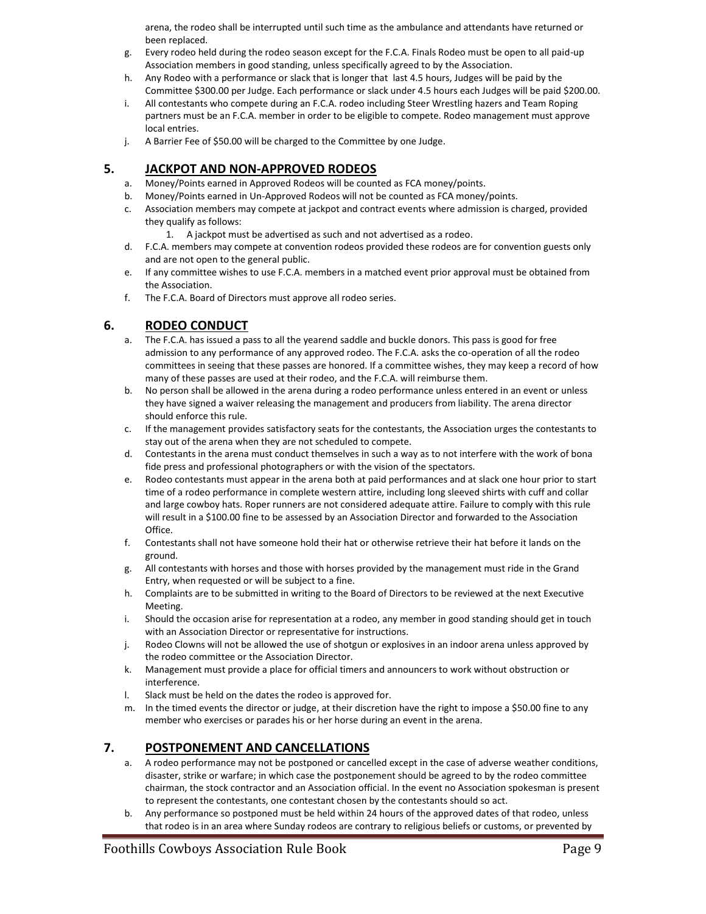arena, the rodeo shall be interrupted until such time as the ambulance and attendants have returned or been replaced.

g. Every rodeo held during the rodeo season except for the F.C.A. Finals Rodeo must be open to all paid-up Association members in good standing, unless specifically agreed to by the Association.
h. Any Rodeo with a performance or slack that is longer that last 4.5 hours, Judges will be paid by the Committee $300.00 per Judge. Each performance or slack under 4.5 hours each Judges will be paid $200.00.
i. All contestants who compete during an F.C.A. rodeo including Steer Wrestling hazers and Team Roping partners must be an F.C.A. member in order to be eligible to compete. Rodeo management must approve local entries.
j. A Barrier Fee of $50.00 will be charged to the Committee by one Judge.

## 5. JACKPOT AND NON-APPROVED RODEOS

a. Money/Points earned in Approved Rodeos will be counted as FCA money/points.
b. Money/Points earned in Un-Approved Rodeos will not be counted as FCA money/points.
c. Association members may compete at jackpot and contract events where admission is charged, provided they qualify as follows:
    1. A jackpot must be advertised as such and not advertised as a rodeo.
d. F.C.A. members may compete at convention rodeos provided these rodeos are for convention guests only and are not open to the general public.
e. If any committee wishes to use F.C.A. members in a matched event prior approval must be obtained from the Association.
f. The F.C.A. Board of Directors must approve all rodeo series.

## 6. RODEO CONDUCT

a. The F.C.A. has issued a pass to all the yearend saddle and buckle donors. This pass is good for free admission to any performance of any approved rodeo. The F.C.A. asks the co-operation of all the rodeo committees in seeing that these passes are honored. If a committee wishes, they may keep a record of how many of these passes are used at their rodeo, and the F.C.A. will reimburse them.
b. No person shall be allowed in the arena during a rodeo performance unless entered in an event or unless they have signed a waiver releasing the management and producers from liability. The arena director should enforce this rule.
c. If the management provides satisfactory seats for the contestants, the Association urges the contestants to stay out of the arena when they are not scheduled to compete.
d. Contestants in the arena must conduct themselves in such a way as to not interfere with the work of bona fide press and professional photographers or with the vision of the spectators.
e. Rodeo contestants must appear in the arena both at paid performances and at slack one hour prior to start time of a rodeo performance in complete western attire, including long sleeved shirts with cuff and collar and large cowboy hats. Roper runners are not considered adequate attire. Failure to comply with this rule will result in a $100.00 fine to be assessed by an Association Director and forwarded to the Association Office.
f. Contestants shall not have someone hold their hat or otherwise retrieve their hat before it lands on the ground.
g. All contestants with horses and those with horses provided by the management must ride in the Grand Entry, when requested or will be subject to a fine.
h. Complaints are to be submitted in writing to the Board of Directors to be reviewed at the next Executive Meeting.
i. Should the occasion arise for representation at a rodeo, any member in good standing should get in touch with an Association Director or representative for instructions.
j. Rodeo Clowns will not be allowed the use of shotgun or explosives in an indoor arena unless approved by the rodeo committee or the Association Director.
k. Management must provide a place for official timers and announcers to work without obstruction or interference.
l. Slack must be held on the dates the rodeo is approved for.
m. In the timed events the director or judge, at their discretion have the right to impose a $50.00 fine to any member who exercises or parades his or her horse during an event in the arena.

## 7. POSTPONEMENT AND CANCELLATIONS

a. A rodeo performance may not be postponed or cancelled except in the case of adverse weather conditions, disaster, strike or warfare; in which case the postponement should be agreed to by the rodeo committee chairman, the stock contractor and an Association official. In the event no Association spokesman is present to represent the contestants, one contestant chosen by the contestants should so act.
b. Any performance so postponed must be held within 24 hours of the approved dates of that rodeo, unless that rodeo is in an area where Sunday rodeos are contrary to religious beliefs or customs, or prevented by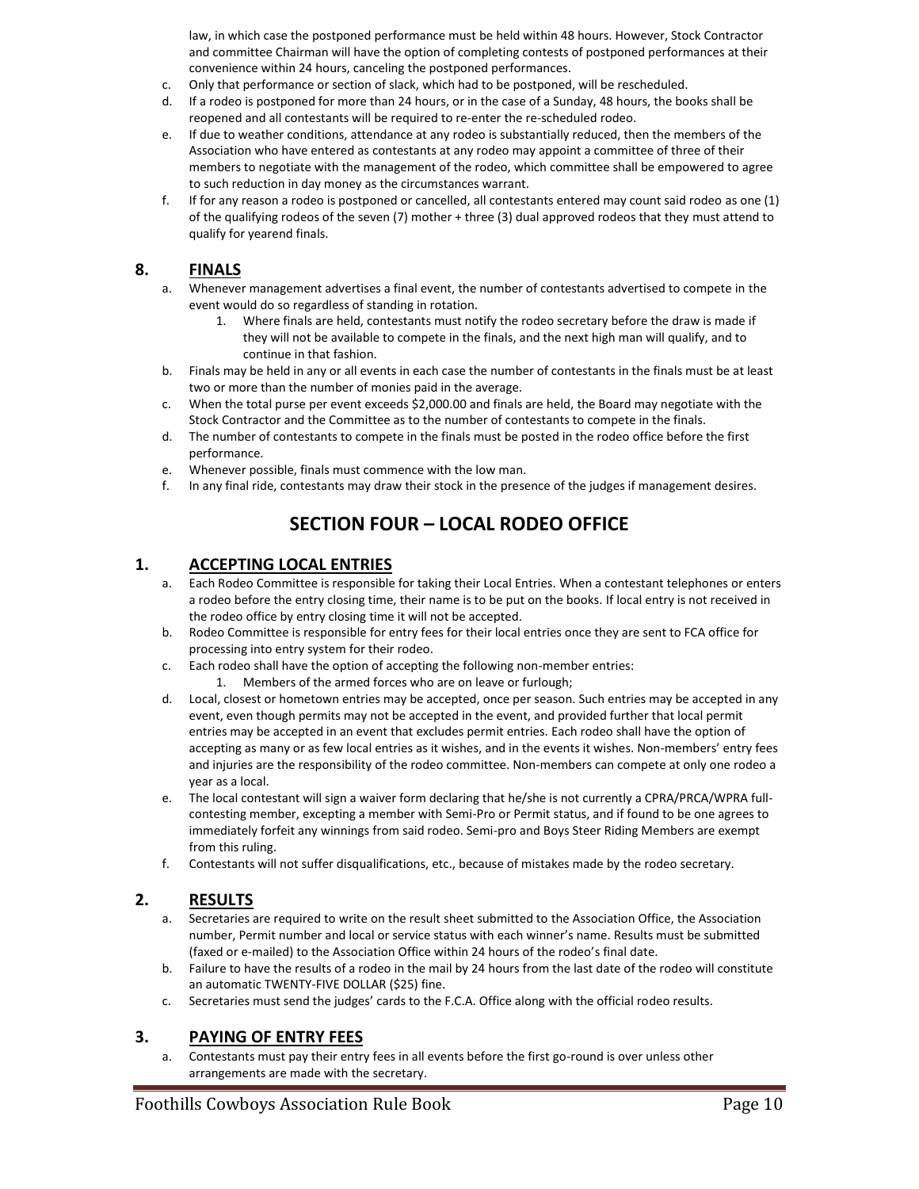law, in which case the postponed performance must be held within 48 hours. However, Stock Contractor and committee Chairman will have the option of completing contests of postponed performances at their convenience within 24 hours, canceling the postponed performances.

c. Only that performance or section of slack, which had to be postponed, will be rescheduled.

d. If a rodeo is postponed for more than 24 hours, or in the case of a Sunday, 48 hours, the books shall be reopened and all contestants will be required to re-enter the re-scheduled rodeo.

e. If due to weather conditions, attendance at any rodeo is substantially reduced, then the members of the Association who have entered as contestants at any rodeo may appoint a committee of three of their members to negotiate with the management of the rodeo, which committee shall be empowered to agree to such reduction in day money as the circumstances warrant.

f. If for any reason a rodeo is postponed or cancelled, all contestants entered may count said rodeo as one (1) of the qualifying rodeos of the seven (7) mother + three (3) dual approved rodeos that they must attend to qualify for yearend finals.

## 8. FINALS

a. Whenever management advertises a final event, the number of contestants advertised to compete in the event would do so regardless of standing in rotation.

   1. Where finals are held, contestants must notify the rodeo secretary before the draw is made if they will not be available to compete in the finals, and the next high man will qualify, and to continue in that fashion.

b. Finals may be held in any or all events in each case the number of contestants in the finals must be at least two or more than the number of monies paid in the average.

c. When the total purse per event exceeds $2,000.00 and finals are held, the Board may negotiate with the Stock Contractor and the Committee as to the number of contestants to compete in the finals.

d. The number of contestants to compete in the finals must be posted in the rodeo office before the first performance.

e. Whenever possible, finals must commence with the low man.

f. In any final ride, contestants may draw their stock in the presence of the judges if management desires.

# SECTION FOUR – LOCAL RODEO OFFICE

## 1. ACCEPTING LOCAL ENTRIES

a. Each Rodeo Committee is responsible for taking their Local Entries. When a contestant telephones or enters a rodeo before the entry closing time, their name is to be put on the books. If local entry is not received in the rodeo office by entry closing time it will not be accepted.

b. Rodeo Committee is responsible for entry fees for their local entries once they are sent to FCA office for processing into entry system for their rodeo.

c. Each rodeo shall have the option of accepting the following non-member entries:

   1. Members of the armed forces who are on leave or furlough;

d. Local, closest or hometown entries may be accepted, once per season. Such entries may be accepted in any event, even though permits may not be accepted in the event, and provided further that local permit entries may be accepted in an event that excludes permit entries. Each rodeo shall have the option of accepting as many or as few local entries as it wishes, and in the events it wishes. Non-members' entry fees and injuries are the responsibility of the rodeo committee. Non-members can compete at only one rodeo a year as a local.

e. The local contestant will sign a waiver form declaring that he/she is not currently a CPRA/PRCA/WPRA full-contesting member, excepting a member with Semi-Pro or Permit status, and if found to be one agrees to immediately forfeit any winnings from said rodeo. Semi-pro and Boys Steer Riding Members are exempt from this ruling.

f. Contestants will not suffer disqualifications, etc., because of mistakes made by the rodeo secretary.

## 2. RESULTS

a. Secretaries are required to write on the result sheet submitted to the Association Office, the Association number, Permit number and local or service status with each winner's name. Results must be submitted (faxed or e-mailed) to the Association Office within 24 hours of the rodeo's final date.

b. Failure to have the results of a rodeo in the mail by 24 hours from the last date of the rodeo will constitute an automatic TWENTY-FIVE DOLLAR ($25) fine.

c. Secretaries must send the judges' cards to the F.C.A. Office along with the official rodeo results.

## 3. PAYING OF ENTRY FEES

a. Contestants must pay their entry fees in all events before the first go-round is over unless other arrangements are made with the secretary.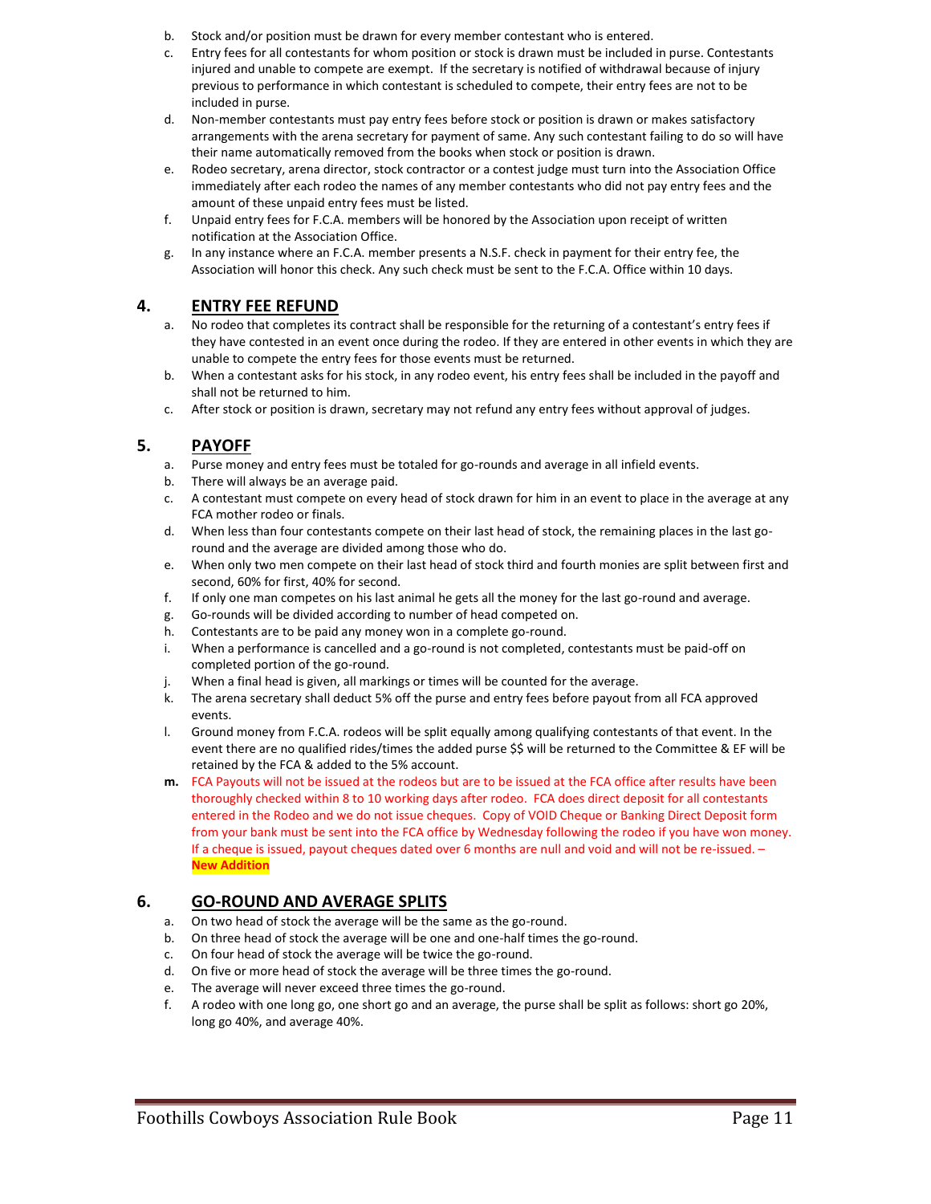b. Stock and/or position must be drawn for every member contestant who is entered.
c. Entry fees for all contestants for whom position or stock is drawn must be included in purse. Contestants injured and unable to compete are exempt. If the secretary is notified of withdrawal because of injury previous to performance in which contestant is scheduled to compete, their entry fees are not to be included in purse.
d. Non-member contestants must pay entry fees before stock or position is drawn or makes satisfactory arrangements with the arena secretary for payment of same. Any such contestant failing to do so will have their name automatically removed from the books when stock or position is drawn.
e. Rodeo secretary, arena director, stock contractor or a contest judge must turn into the Association Office immediately after each rodeo the names of any member contestants who did not pay entry fees and the amount of these unpaid entry fees must be listed.
f. Unpaid entry fees for F.C.A. members will be honored by the Association upon receipt of written notification at the Association Office.
g. In any instance where an F.C.A. member presents a N.S.F. check in payment for their entry fee, the Association will honor this check. Any such check must be sent to the F.C.A. Office within 10 days.

## 4. ENTRY FEE REFUND

a. No rodeo that completes its contract shall be responsible for the returning of a contestant's entry fees if they have contested in an event once during the rodeo. If they are entered in other events in which they are unable to compete the entry fees for those events must be returned.
b. When a contestant asks for his stock, in any rodeo event, his entry fees shall be included in the payoff and shall not be returned to him.
c. After stock or position is drawn, secretary may not refund any entry fees without approval of judges.

## 5. PAYOFF

a. Purse money and entry fees must be totaled for go-rounds and average in all infield events.
b. There will always be an average paid.
c. A contestant must compete on every head of stock drawn for him in an event to place in the average at any FCA mother rodeo or finals.
d. When less than four contestants compete on their last head of stock, the remaining places in the last go-round and the average are divided among those who do.
e. When only two men compete on their last head of stock third and fourth monies are split between first and second, 60% for first, 40% for second.
f. If only one man competes on his last animal he gets all the money for the last go-round and average.
g. Go-rounds will be divided according to number of head competed on.
h. Contestants are to be paid any money won in a complete go-round.
i. When a performance is cancelled and a go-round is not completed, contestants must be paid-off on completed portion of the go-round.
j. When a final head is given, all markings or times will be counted for the average.
k. The arena secretary shall deduct 5% off the purse and entry fees before payout from all FCA approved events.
l. Ground money from F.C.A. rodeos will be split equally among qualifying contestants of that event. In the event there are no qualified rides/times the added purse $$ will be returned to the Committee & EF will be retained by the FCA & added to the 5% account.

**m.** FCA Payouts will not be issued at the rodeos but are to be issued at the FCA office after results have been thoroughly checked within 8 to 10 working days after rodeo. FCA does direct deposit for all contestants entered in the Rodeo and we do not issue cheques. Copy of VOID Cheque or Banking Direct Deposit form from your bank must be sent into the FCA office by Wednesday following the rodeo if you have won money. If a cheque is issued, payout cheques dated over 6 months are null and void and will not be re-issued. – **New Addition**

## 6. GO-ROUND AND AVERAGE SPLITS

a. On two head of stock the average will be the same as the go-round.
b. On three head of stock the average will be one and one-half times the go-round.
c. On four head of stock the average will be twice the go-round.
d. On five or more head of stock the average will be three times the go-round.
e. The average will never exceed three times the go-round.
f. A rodeo with one long go, one short go and an average, the purse shall be split as follows: short go 20%, long go 40%, and average 40%.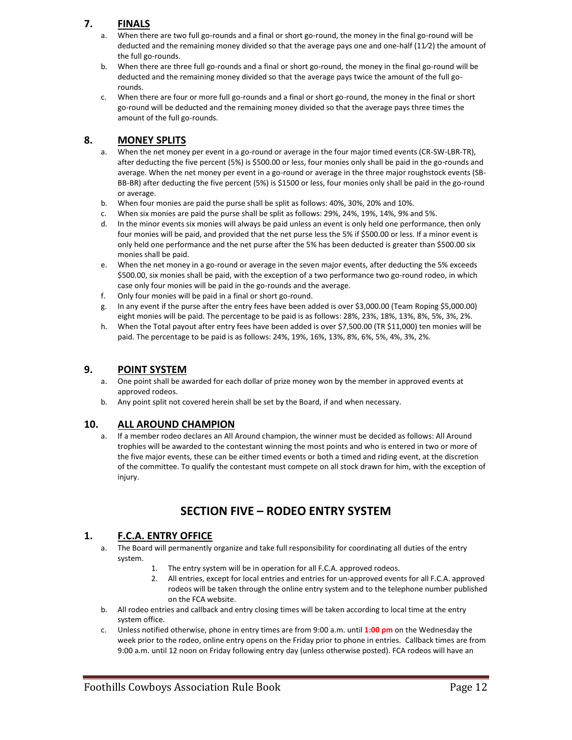## 7. FINALS

a. When there are two full go-rounds and a final or short go-round, the money in the final go-round will be deducted and the remaining money divided so that the average pays one and one-half (11⁄2) the amount of the full go-rounds.

b. When there are three full go-rounds and a final or short go-round, the money in the final go-round will be deducted and the remaining money divided so that the average pays twice the amount of the full go-rounds.

c. When there are four or more full go-rounds and a final or short go-round, the money in the final or short go-round will be deducted and the remaining money divided so that the average pays three times the amount of the full go-rounds.

## 8. MONEY SPLITS

a. When the net money per event in a go-round or average in the four major timed events (CR-SW-LBR-TR), after deducting the five percent (5%) is $500.00 or less, four monies only shall be paid in the go-rounds and average. When the net money per event in a go-round or average in the three major roughstock events (SB-BB-BR) after deducting the five percent (5%) is $1500 or less, four monies only shall be paid in the go-round or average.

b. When four monies are paid the purse shall be split as follows: 40%, 30%, 20% and 10%.

c. When six monies are paid the purse shall be split as follows: 29%, 24%, 19%, 14%, 9% and 5%.

d. In the minor events six monies will always be paid unless an event is only held one performance, then only four monies will be paid, and provided that the net purse less the 5% if $500.00 or less. If a minor event is only held one performance and the net purse after the 5% has been deducted is greater than $500.00 six monies shall be paid.

e. When the net money in a go-round or average in the seven major events, after deducting the 5% exceeds $500.00, six monies shall be paid, with the exception of a two performance two go-round rodeo, in which case only four monies will be paid in the go-rounds and the average.

f. Only four monies will be paid in a final or short go-round.

g. In any event if the purse after the entry fees have been added is over $3,000.00 (Team Roping $5,000.00) eight monies will be paid. The percentage to be paid is as follows: 28%, 23%, 18%, 13%, 8%, 5%, 3%, 2%.

h. When the Total payout after entry fees have been added is over $7,500.00 (TR $11,000) ten monies will be paid. The percentage to be paid is as follows: 24%, 19%, 16%, 13%, 8%, 6%, 5%, 4%, 3%, 2%.

## 9. POINT SYSTEM

a. One point shall be awarded for each dollar of prize money won by the member in approved events at approved rodeos.

b. Any point split not covered herein shall be set by the Board, if and when necessary.

## 10. ALL AROUND CHAMPION

a. If a member rodeo declares an All Around champion, the winner must be decided as follows: All Around trophies will be awarded to the contestant winning the most points and who is entered in two or more of the five major events, these can be either timed events or both a timed and riding event, at the discretion of the committee. To qualify the contestant must compete on all stock drawn for him, with the exception of injury.

# SECTION FIVE – RODEO ENTRY SYSTEM

## 1. F.C.A. ENTRY OFFICE

a. The Board will permanently organize and take full responsibility for coordinating all duties of the entry system.
   1. The entry system will be in operation for all F.C.A. approved rodeos.
   2. All entries, except for local entries and entries for un-approved events for all F.C.A. approved rodeos will be taken through the online entry system and to the telephone number published on the FCA website.

b. All rodeo entries and callback and entry closing times will be taken according to local time at the entry system office.

c. Unless notified otherwise, phone in entry times are from 9:00 a.m. until **1:00 pm** on the Wednesday the week prior to the rodeo, online entry opens on the Friday prior to phone in entries. Callback times are from 9:00 a.m. until 12 noon on Friday following entry day (unless otherwise posted). FCA rodeos will have an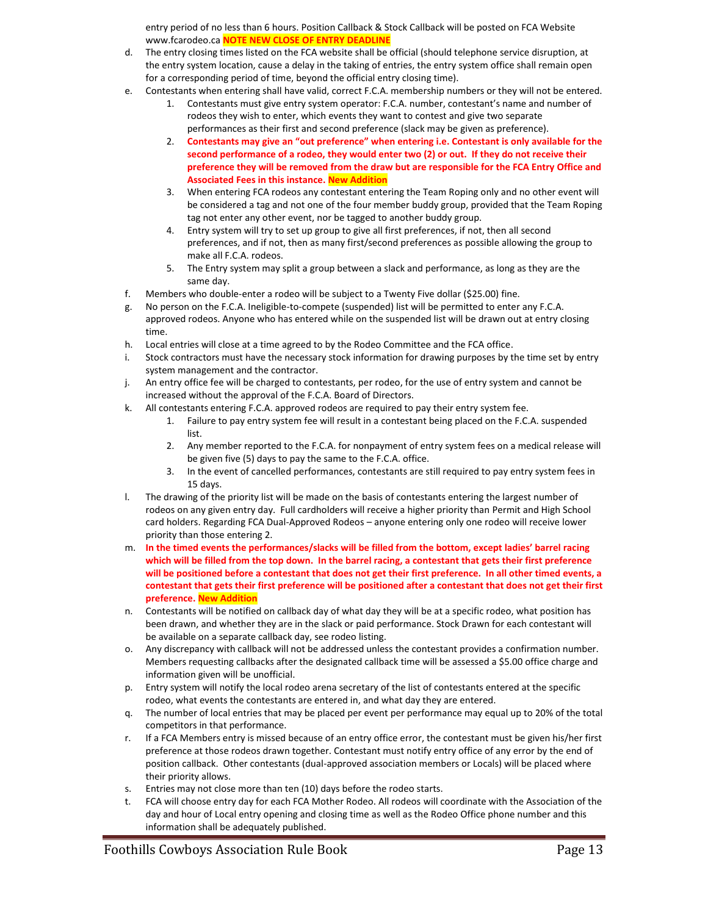entry period of no less than 6 hours. Position Callback & Stock Callback will be posted on FCA Website www.fcarodeo.ca **NOTE NEW CLOSE OF ENTRY DEADLINE**

d. The entry closing times listed on the FCA website shall be official (should telephone service disruption, at the entry system location, cause a delay in the taking of entries, the entry system office shall remain open for a corresponding period of time, beyond the official entry closing time).

e. Contestants when entering shall have valid, correct F.C.A. membership numbers or they will not be entered.

   1. Contestants must give entry system operator: F.C.A. number, contestant's name and number of rodeos they wish to enter, which events they want to contest and give two separate performances as their first and second preference (slack may be given as preference).
   2. **Contestants may give an "out preference" when entering i.e. Contestant is only available for the second performance of a rodeo, they would enter two (2) or out. If they do not receive their preference they will be removed from the draw but are responsible for the FCA Entry Office and Associated Fees in this instance. New Addition**
   3. When entering FCA rodeos any contestant entering the Team Roping only and no other event will be considered a tag and not one of the four member buddy group, provided that the Team Roping tag not enter any other event, nor be tagged to another buddy group.
   4. Entry system will try to set up group to give all first preferences, if not, then all second preferences, and if not, then as many first/second preferences as possible allowing the group to make all F.C.A. rodeos.
   5. The Entry system may split a group between a slack and performance, as long as they are the same day.

f. Members who double-enter a rodeo will be subject to a Twenty Five dollar ($25.00) fine.

g. No person on the F.C.A. Ineligible-to-compete (suspended) list will be permitted to enter any F.C.A. approved rodeos. Anyone who has entered while on the suspended list will be drawn out at entry closing time.

h. Local entries will close at a time agreed to by the Rodeo Committee and the FCA office.

i. Stock contractors must have the necessary stock information for drawing purposes by the time set by entry system management and the contractor.

j. An entry office fee will be charged to contestants, per rodeo, for the use of entry system and cannot be increased without the approval of the F.C.A. Board of Directors.

k. All contestants entering F.C.A. approved rodeos are required to pay their entry system fee.

   1. Failure to pay entry system fee will result in a contestant being placed on the F.C.A. suspended list.
   2. Any member reported to the F.C.A. for nonpayment of entry system fees on a medical release will be given five (5) days to pay the same to the F.C.A. office.
   3. In the event of cancelled performances, contestants are still required to pay entry system fees in 15 days.

l. The drawing of the priority list will be made on the basis of contestants entering the largest number of rodeos on any given entry day. Full cardholders will receive a higher priority than Permit and High School card holders. Regarding FCA Dual-Approved Rodeos – anyone entering only one rodeo will receive lower priority than those entering 2.

m. **In the timed events the performances/slacks will be filled from the bottom, except ladies' barrel racing which will be filled from the top down. In the barrel racing, a contestant that gets their first preference will be positioned before a contestant that does not get their first preference. In all other timed events, a contestant that gets their first preference will be positioned after a contestant that does not get their first preference. New Addition**

n. Contestants will be notified on callback day of what day they will be at a specific rodeo, what position has been drawn, and whether they are in the slack or paid performance. Stock Drawn for each contestant will be available on a separate callback day, see rodeo listing.

o. Any discrepancy with callback will not be addressed unless the contestant provides a confirmation number. Members requesting callbacks after the designated callback time will be assessed a $5.00 office charge and information given will be unofficial.

p. Entry system will notify the local rodeo arena secretary of the list of contestants entered at the specific rodeo, what events the contestants are entered in, and what day they are entered.

q. The number of local entries that may be placed per event per performance may equal up to 20% of the total competitors in that performance.

r. If a FCA Members entry is missed because of an entry office error, the contestant must be given his/her first preference at those rodeos drawn together. Contestant must notify entry office of any error by the end of position callback. Other contestants (dual-approved association members or Locals) will be placed where their priority allows.

s. Entries may not close more than ten (10) days before the rodeo starts.

t. FCA will choose entry day for each FCA Mother Rodeo. All rodeos will coordinate with the Association of the day and hour of Local entry opening and closing time as well as the Rodeo Office phone number and this information shall be adequately published.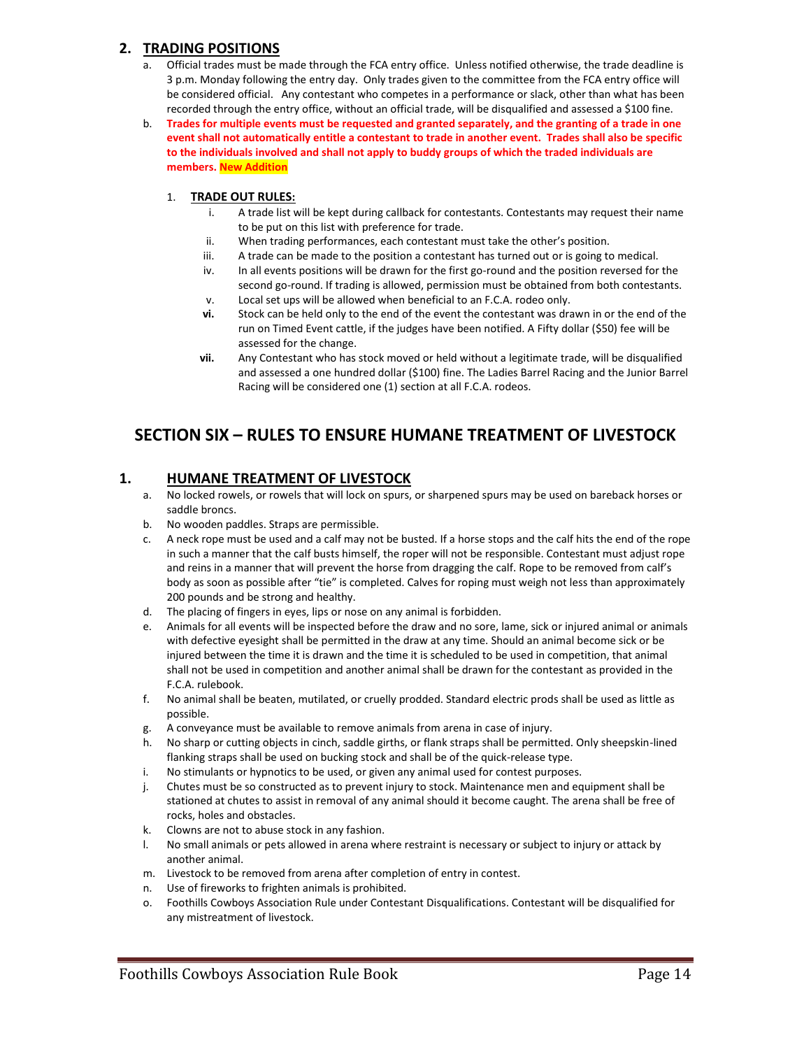## 2. TRADING POSITIONS

a. Official trades must be made through the FCA entry office. Unless notified otherwise, the trade deadline is 3 p.m. Monday following the entry day. Only trades given to the committee from the FCA entry office will be considered official. Any contestant who competes in a performance or slack, other than what has been recorded through the entry office, without an official trade, will be disqualified and assessed a $100 fine.

b. **Trades for multiple events must be requested and granted separately, and the granting of a trade in one event shall not automatically entitle a contestant to trade in another event. Trades shall also be specific to the individuals involved and shall not apply to buddy groups of which the traded individuals are members. New Addition**

1. **TRADE OUT RULES:**
   - i. A trade list will be kept during callback for contestants. Contestants may request their name to be put on this list with preference for trade.
   - ii. When trading performances, each contestant must take the other's position.
   - iii. A trade can be made to the position a contestant has turned out or is going to medical.
   - iv. In all events positions will be drawn for the first go-round and the position reversed for the second go-round. If trading is allowed, permission must be obtained from both contestants.
   - v. Local set ups will be allowed when beneficial to an F.C.A. rodeo only.
   - **vi.** Stock can be held only to the end of the event the contestant was drawn in or the end of the run on Timed Event cattle, if the judges have been notified. A Fifty dollar ($50) fee will be assessed for the change.
   - **vii.** Any Contestant who has stock moved or held without a legitimate trade, will be disqualified and assessed a one hundred dollar ($100) fine. The Ladies Barrel Racing and the Junior Barrel Racing will be considered one (1) section at all F.C.A. rodeos.

# SECTION SIX – RULES TO ENSURE HUMANE TREATMENT OF LIVESTOCK

## 1. HUMANE TREATMENT OF LIVESTOCK

a. No locked rowels, or rowels that will lock on spurs, or sharpened spurs may be used on bareback horses or saddle broncs.

b. No wooden paddles. Straps are permissible.

c. A neck rope must be used and a calf may not be busted. If a horse stops and the calf hits the end of the rope in such a manner that the calf busts himself, the roper will not be responsible. Contestant must adjust rope and reins in a manner that will prevent the horse from dragging the calf. Rope to be removed from calf's body as soon as possible after "tie" is completed. Calves for roping must weigh not less than approximately 200 pounds and be strong and healthy.

d. The placing of fingers in eyes, lips or nose on any animal is forbidden.

e. Animals for all events will be inspected before the draw and no sore, lame, sick or injured animal or animals with defective eyesight shall be permitted in the draw at any time. Should an animal become sick or be injured between the time it is drawn and the time it is scheduled to be used in competition, that animal shall not be used in competition and another animal shall be drawn for the contestant as provided in the F.C.A. rulebook.

f. No animal shall be beaten, mutilated, or cruelly prodded. Standard electric prods shall be used as little as possible.

g. A conveyance must be available to remove animals from arena in case of injury.

h. No sharp or cutting objects in cinch, saddle girths, or flank straps shall be permitted. Only sheepskin-lined flanking straps shall be used on bucking stock and shall be of the quick-release type.

i. No stimulants or hypnotics to be used, or given any animal used for contest purposes.

j. Chutes must be so constructed as to prevent injury to stock. Maintenance men and equipment shall be stationed at chutes to assist in removal of any animal should it become caught. The arena shall be free of rocks, holes and obstacles.

k. Clowns are not to abuse stock in any fashion.

l. No small animals or pets allowed in arena where restraint is necessary or subject to injury or attack by another animal.

m. Livestock to be removed from arena after completion of entry in contest.

n. Use of fireworks to frighten animals is prohibited.

o. Foothills Cowboys Association Rule under Contestant Disqualifications. Contestant will be disqualified for any mistreatment of livestock.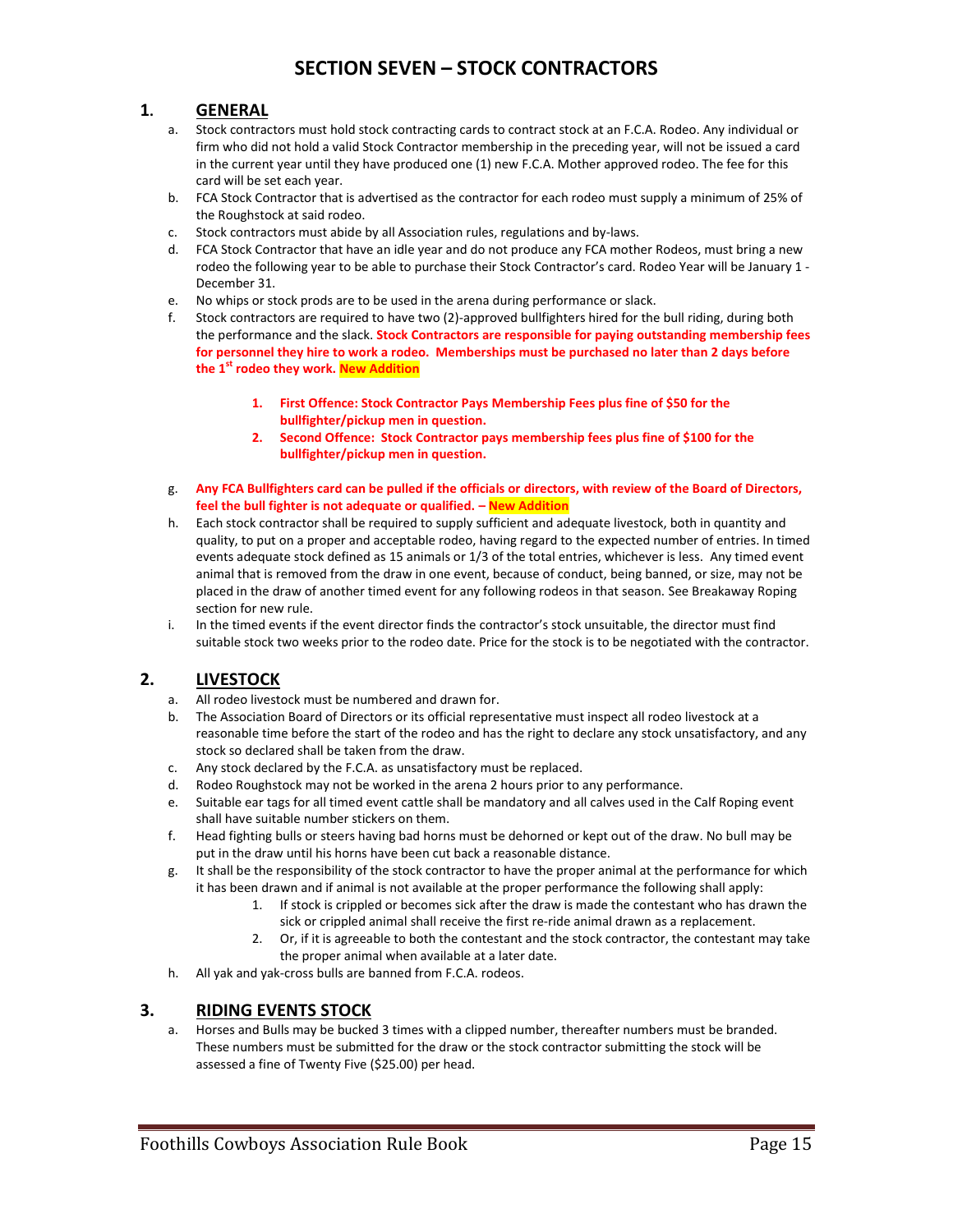# SECTION SEVEN – STOCK CONTRACTORS

## 1. GENERAL

a. Stock contractors must hold stock contracting cards to contract stock at an F.C.A. Rodeo. Any individual or firm who did not hold a valid Stock Contractor membership in the preceding year, will not be issued a card in the current year until they have produced one (1) new F.C.A. Mother approved rodeo. The fee for this card will be set each year.

b. FCA Stock Contractor that is advertised as the contractor for each rodeo must supply a minimum of 25% of the Roughstock at said rodeo.

c. Stock contractors must abide by all Association rules, regulations and by-laws.

d. FCA Stock Contractor that have an idle year and do not produce any FCA mother Rodeos, must bring a new rodeo the following year to be able to purchase their Stock Contractor's card. Rodeo Year will be January 1 - December 31.

e. No whips or stock prods are to be used in the arena during performance or slack.

f. Stock contractors are required to have two (2)-approved bullfighters hired for the bull riding, during both the performance and the slack. **Stock Contractors are responsible for paying outstanding membership fees for personnel they hire to work a rodeo. Memberships must be purchased no later than 2 days before the 1st rodeo they work. New Addition**

   1. **First Offence: Stock Contractor Pays Membership Fees plus fine of $50 for the bullfighter/pickup men in question.**
   2. **Second Offence: Stock Contractor pays membership fees plus fine of $100 for the bullfighter/pickup men in question.**

g. **Any FCA Bullfighters card can be pulled if the officials or directors, with review of the Board of Directors, feel the bull fighter is not adequate or qualified. – New Addition**

h. Each stock contractor shall be required to supply sufficient and adequate livestock, both in quantity and quality, to put on a proper and acceptable rodeo, having regard to the expected number of entries. In timed events adequate stock defined as 15 animals or 1/3 of the total entries, whichever is less. Any timed event animal that is removed from the draw in one event, because of conduct, being banned, or size, may not be placed in the draw of another timed event for any following rodeos in that season. See Breakaway Roping section for new rule.

i. In the timed events if the event director finds the contractor's stock unsuitable, the director must find suitable stock two weeks prior to the rodeo date. Price for the stock is to be negotiated with the contractor.

## 2. LIVESTOCK

a. All rodeo livestock must be numbered and drawn for.

b. The Association Board of Directors or its official representative must inspect all rodeo livestock at a reasonable time before the start of the rodeo and has the right to declare any stock unsatisfactory, and any stock so declared shall be taken from the draw.

c. Any stock declared by the F.C.A. as unsatisfactory must be replaced.

d. Rodeo Roughstock may not be worked in the arena 2 hours prior to any performance.

e. Suitable ear tags for all timed event cattle shall be mandatory and all calves used in the Calf Roping event shall have suitable number stickers on them.

f. Head fighting bulls or steers having bad horns must be dehorned or kept out of the draw. No bull may be put in the draw until his horns have been cut back a reasonable distance.

g. It shall be the responsibility of the stock contractor to have the proper animal at the performance for which it has been drawn and if animal is not available at the proper performance the following shall apply:

   1. If stock is crippled or becomes sick after the draw is made the contestant who has drawn the sick or crippled animal shall receive the first re-ride animal drawn as a replacement.
   2. Or, if it is agreeable to both the contestant and the stock contractor, the contestant may take the proper animal when available at a later date.

h. All yak and yak-cross bulls are banned from F.C.A. rodeos.

## 3. RIDING EVENTS STOCK

a. Horses and Bulls may be bucked 3 times with a clipped number, thereafter numbers must be branded. These numbers must be submitted for the draw or the stock contractor submitting the stock will be assessed a fine of Twenty Five ($25.00) per head.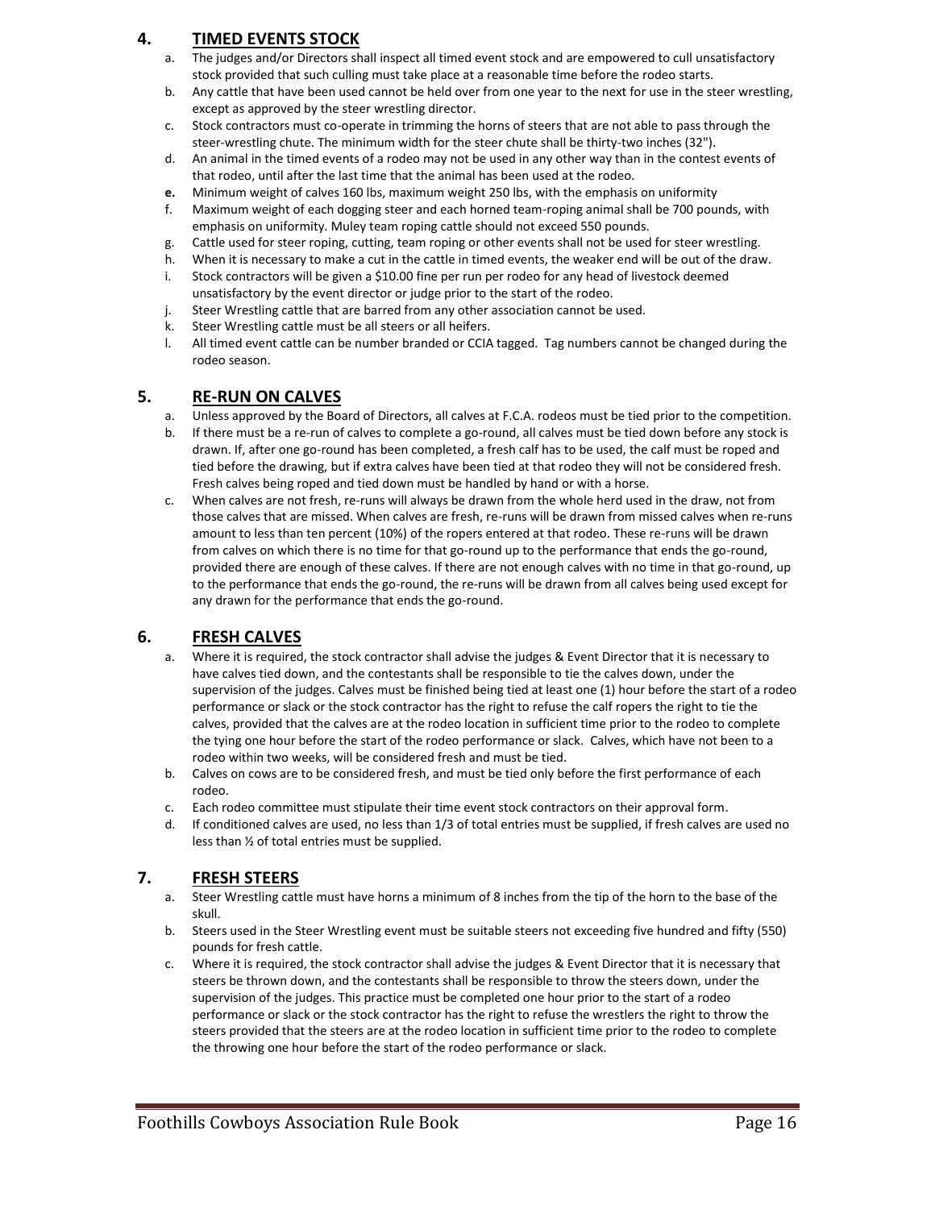## 4. TIMED EVENTS STOCK

a. The judges and/or Directors shall inspect all timed event stock and are empowered to cull unsatisfactory stock provided that such culling must take place at a reasonable time before the rodeo starts.
b. Any cattle that have been used cannot be held over from one year to the next for use in the steer wrestling, except as approved by the steer wrestling director.
c. Stock contractors must co-operate in trimming the horns of steers that are not able to pass through the steer-wrestling chute. The minimum width for the steer chute shall be thirty-two inches (32").
d. An animal in the timed events of a rodeo may not be used in any other way than in the contest events of that rodeo, until after the last time that the animal has been used at the rodeo.
**e.** Minimum weight of calves 160 lbs, maximum weight 250 lbs, with the emphasis on uniformity
f. Maximum weight of each dogging steer and each horned team-roping animal shall be 700 pounds, with emphasis on uniformity. Muley team roping cattle should not exceed 550 pounds.
g. Cattle used for steer roping, cutting, team roping or other events shall not be used for steer wrestling.
h. When it is necessary to make a cut in the cattle in timed events, the weaker end will be out of the draw.
i. Stock contractors will be given a $10.00 fine per run per rodeo for any head of livestock deemed unsatisfactory by the event director or judge prior to the start of the rodeo.
j. Steer Wrestling cattle that are barred from any other association cannot be used.
k. Steer Wrestling cattle must be all steers or all heifers.
l. All timed event cattle can be number branded or CCIA tagged. Tag numbers cannot be changed during the rodeo season.

## 5. RE-RUN ON CALVES

a. Unless approved by the Board of Directors, all calves at F.C.A. rodeos must be tied prior to the competition.
b. If there must be a re-run of calves to complete a go-round, all calves must be tied down before any stock is drawn. If, after one go-round has been completed, a fresh calf has to be used, the calf must be roped and tied before the drawing, but if extra calves have been tied at that rodeo they will not be considered fresh. Fresh calves being roped and tied down must be handled by hand or with a horse.
c. When calves are not fresh, re-runs will always be drawn from the whole herd used in the draw, not from those calves that are missed. When calves are fresh, re-runs will be drawn from missed calves when re-runs amount to less than ten percent (10%) of the ropers entered at that rodeo. These re-runs will be drawn from calves on which there is no time for that go-round up to the performance that ends the go-round, provided there are enough of these calves. If there are not enough calves with no time in that go-round, up to the performance that ends the go-round, the re-runs will be drawn from all calves being used except for any drawn for the performance that ends the go-round.

## 6. FRESH CALVES

a. Where it is required, the stock contractor shall advise the judges & Event Director that it is necessary to have calves tied down, and the contestants shall be responsible to tie the calves down, under the supervision of the judges. Calves must be finished being tied at least one (1) hour before the start of a rodeo performance or slack or the stock contractor has the right to refuse the calf ropers the right to tie the calves, provided that the calves are at the rodeo location in sufficient time prior to the rodeo to complete the tying one hour before the start of the rodeo performance or slack. Calves, which have not been to a rodeo within two weeks, will be considered fresh and must be tied.
b. Calves on cows are to be considered fresh, and must be tied only before the first performance of each rodeo.
c. Each rodeo committee must stipulate their time event stock contractors on their approval form.
d. If conditioned calves are used, no less than 1/3 of total entries must be supplied, if fresh calves are used no less than ½ of total entries must be supplied.

## 7. FRESH STEERS

a. Steer Wrestling cattle must have horns a minimum of 8 inches from the tip of the horn to the base of the skull.
b. Steers used in the Steer Wrestling event must be suitable steers not exceeding five hundred and fifty (550) pounds for fresh cattle.
c. Where it is required, the stock contractor shall advise the judges & Event Director that it is necessary that steers be thrown down, and the contestants shall be responsible to throw the steers down, under the supervision of the judges. This practice must be completed one hour prior to the start of a rodeo performance or slack or the stock contractor has the right to refuse the wrestlers the right to throw the steers provided that the steers are at the rodeo location in sufficient time prior to the rodeo to complete the throwing one hour before the start of the rodeo performance or slack.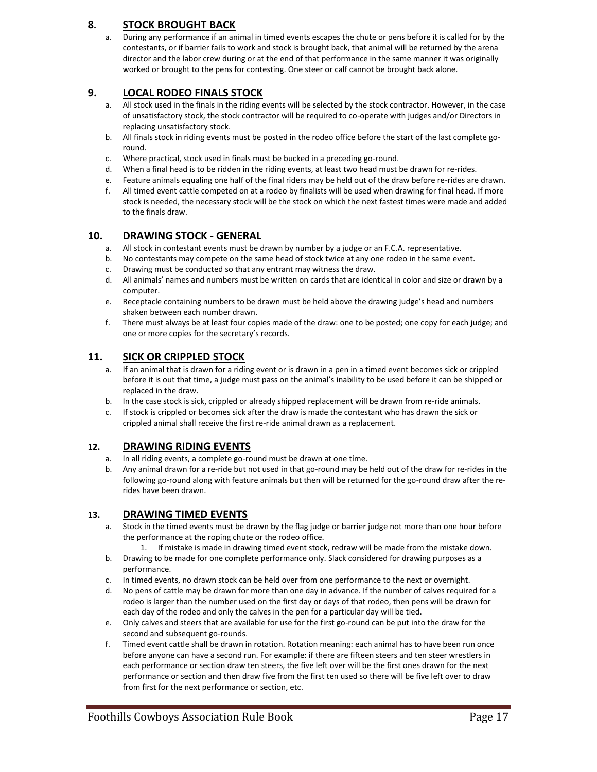## 8. STOCK BROUGHT BACK

a. During any performance if an animal in timed events escapes the chute or pens before it is called for by the contestants, or if barrier fails to work and stock is brought back, that animal will be returned by the arena director and the labor crew during or at the end of that performance in the same manner it was originally worked or brought to the pens for contesting. One steer or calf cannot be brought back alone.

## 9. LOCAL RODEO FINALS STOCK

a. All stock used in the finals in the riding events will be selected by the stock contractor. However, in the case of unsatisfactory stock, the stock contractor will be required to co-operate with judges and/or Directors in replacing unsatisfactory stock.
b. All finals stock in riding events must be posted in the rodeo office before the start of the last complete go-round.
c. Where practical, stock used in finals must be bucked in a preceding go-round.
d. When a final head is to be ridden in the riding events, at least two head must be drawn for re-rides.
e. Feature animals equaling one half of the final riders may be held out of the draw before re-rides are drawn.
f. All timed event cattle competed on at a rodeo by finalists will be used when drawing for final head. If more stock is needed, the necessary stock will be the stock on which the next fastest times were made and added to the finals draw.

## 10. DRAWING STOCK - GENERAL

a. All stock in contestant events must be drawn by number by a judge or an F.C.A. representative.
b. No contestants may compete on the same head of stock twice at any one rodeo in the same event.
c. Drawing must be conducted so that any entrant may witness the draw.
d. All animals' names and numbers must be written on cards that are identical in color and size or drawn by a computer.
e. Receptacle containing numbers to be drawn must be held above the drawing judge's head and numbers shaken between each number drawn.
f. There must always be at least four copies made of the draw: one to be posted; one copy for each judge; and one or more copies for the secretary's records.

## 11. SICK OR CRIPPLED STOCK

a. If an animal that is drawn for a riding event or is drawn in a pen in a timed event becomes sick or crippled before it is out that time, a judge must pass on the animal's inability to be used before it can be shipped or replaced in the draw.
b. In the case stock is sick, crippled or already shipped replacement will be drawn from re-ride animals.
c. If stock is crippled or becomes sick after the draw is made the contestant who has drawn the sick or crippled animal shall receive the first re-ride animal drawn as a replacement.

## 12. DRAWING RIDING EVENTS

a. In all riding events, a complete go-round must be drawn at one time.
b. Any animal drawn for a re-ride but not used in that go-round may be held out of the draw for re-rides in the following go-round along with feature animals but then will be returned for the go-round draw after the re-rides have been drawn.

## 13. DRAWING TIMED EVENTS

a. Stock in the timed events must be drawn by the flag judge or barrier judge not more than one hour before the performance at the roping chute or the rodeo office.
    1. If mistake is made in drawing timed event stock, redraw will be made from the mistake down.
b. Drawing to be made for one complete performance only. Slack considered for drawing purposes as a performance.
c. In timed events, no drawn stock can be held over from one performance to the next or overnight.
d. No pens of cattle may be drawn for more than one day in advance. If the number of calves required for a rodeo is larger than the number used on the first day or days of that rodeo, then pens will be drawn for each day of the rodeo and only the calves in the pen for a particular day will be tied.
e. Only calves and steers that are available for use for the first go-round can be put into the draw for the second and subsequent go-rounds.
f. Timed event cattle shall be drawn in rotation. Rotation meaning: each animal has to have been run once before anyone can have a second run. For example: if there are fifteen steers and ten steer wrestlers in each performance or section draw ten steers, the five left over will be the first ones drawn for the next performance or section and then draw five from the first ten used so there will be five left over to draw from first for the next performance or section, etc.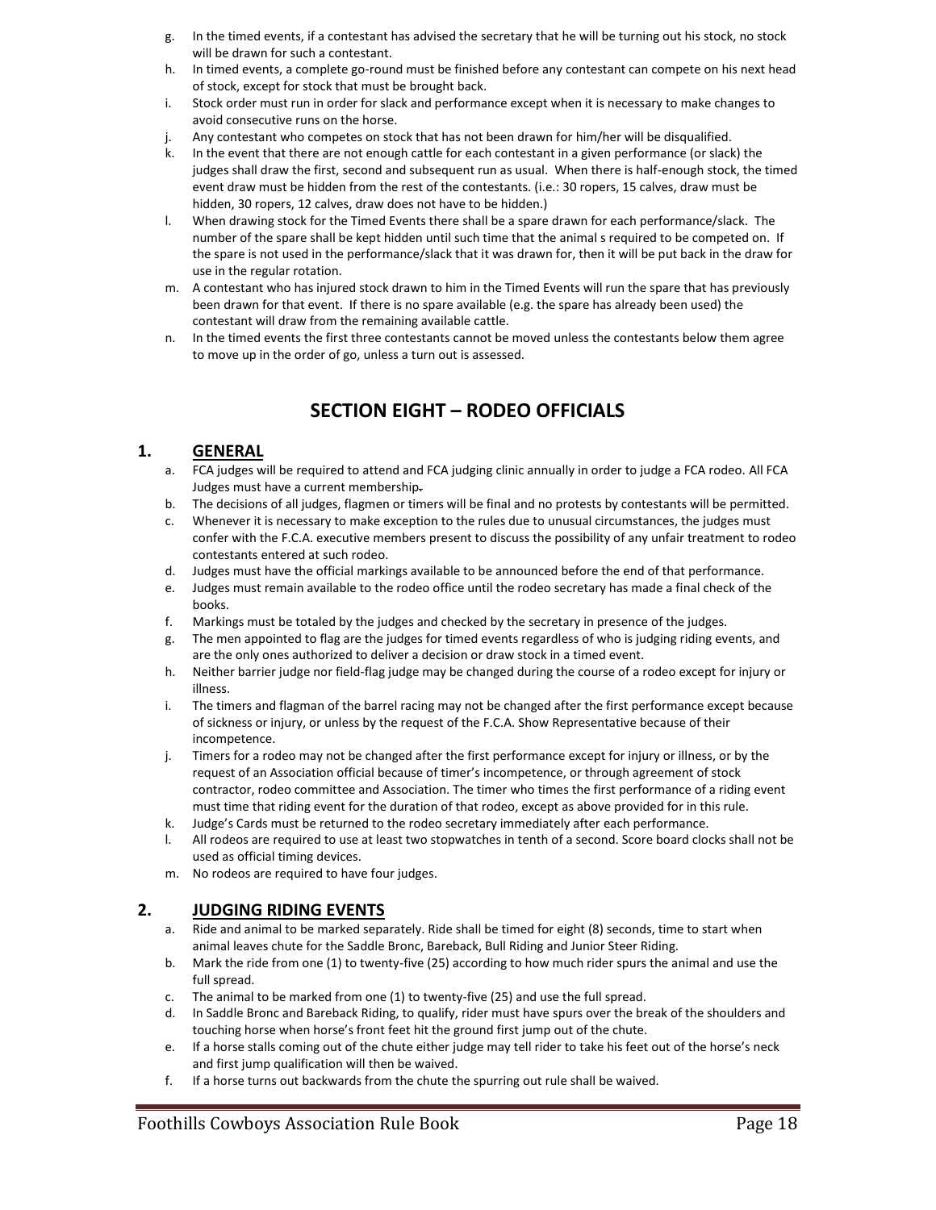g. In the timed events, if a contestant has advised the secretary that he will be turning out his stock, no stock will be drawn for such a contestant.
h. In timed events, a complete go-round must be finished before any contestant can compete on his next head of stock, except for stock that must be brought back.
i. Stock order must run in order for slack and performance except when it is necessary to make changes to avoid consecutive runs on the horse.
j. Any contestant who competes on stock that has not been drawn for him/her will be disqualified.
k. In the event that there are not enough cattle for each contestant in a given performance (or slack) the judges shall draw the first, second and subsequent run as usual. When there is half-enough stock, the timed event draw must be hidden from the rest of the contestants. (i.e.: 30 ropers, 15 calves, draw must be hidden, 30 ropers, 12 calves, draw does not have to be hidden.)
l. When drawing stock for the Timed Events there shall be a spare drawn for each performance/slack. The number of the spare shall be kept hidden until such time that the animal s required to be competed on. If the spare is not used in the performance/slack that it was drawn for, then it will be put back in the draw for use in the regular rotation.
m. A contestant who has injured stock drawn to him in the Timed Events will run the spare that has previously been drawn for that event. If there is no spare available (e.g. the spare has already been used) the contestant will draw from the remaining available cattle.
n. In the timed events the first three contestants cannot be moved unless the contestants below them agree to move up in the order of go, unless a turn out is assessed.

# SECTION EIGHT – RODEO OFFICIALS

## 1. GENERAL

a. FCA judges will be required to attend and FCA judging clinic annually in order to judge a FCA rodeo. All FCA Judges must have a current membership.
b. The decisions of all judges, flagmen or timers will be final and no protests by contestants will be permitted.
c. Whenever it is necessary to make exception to the rules due to unusual circumstances, the judges must confer with the F.C.A. executive members present to discuss the possibility of any unfair treatment to rodeo contestants entered at such rodeo.
d. Judges must have the official markings available to be announced before the end of that performance.
e. Judges must remain available to the rodeo office until the rodeo secretary has made a final check of the books.
f. Markings must be totaled by the judges and checked by the secretary in presence of the judges.
g. The men appointed to flag are the judges for timed events regardless of who is judging riding events, and are the only ones authorized to deliver a decision or draw stock in a timed event.
h. Neither barrier judge nor field-flag judge may be changed during the course of a rodeo except for injury or illness.
i. The timers and flagman of the barrel racing may not be changed after the first performance except because of sickness or injury, or unless by the request of the F.C.A. Show Representative because of their incompetence.
j. Timers for a rodeo may not be changed after the first performance except for injury or illness, or by the request of an Association official because of timer's incompetence, or through agreement of stock contractor, rodeo committee and Association. The timer who times the first performance of a riding event must time that riding event for the duration of that rodeo, except as above provided for in this rule.
k. Judge's Cards must be returned to the rodeo secretary immediately after each performance.
l. All rodeos are required to use at least two stopwatches in tenth of a second. Score board clocks shall not be used as official timing devices.
m. No rodeos are required to have four judges.

## 2. JUDGING RIDING EVENTS

a. Ride and animal to be marked separately. Ride shall be timed for eight (8) seconds, time to start when animal leaves chute for the Saddle Bronc, Bareback, Bull Riding and Junior Steer Riding.
b. Mark the ride from one (1) to twenty-five (25) according to how much rider spurs the animal and use the full spread.
c. The animal to be marked from one (1) to twenty-five (25) and use the full spread.
d. In Saddle Bronc and Bareback Riding, to qualify, rider must have spurs over the break of the shoulders and touching horse when horse's front feet hit the ground first jump out of the chute.
e. If a horse stalls coming out of the chute either judge may tell rider to take his feet out of the horse's neck and first jump qualification will then be waived.
f. If a horse turns out backwards from the chute the spurring out rule shall be waived.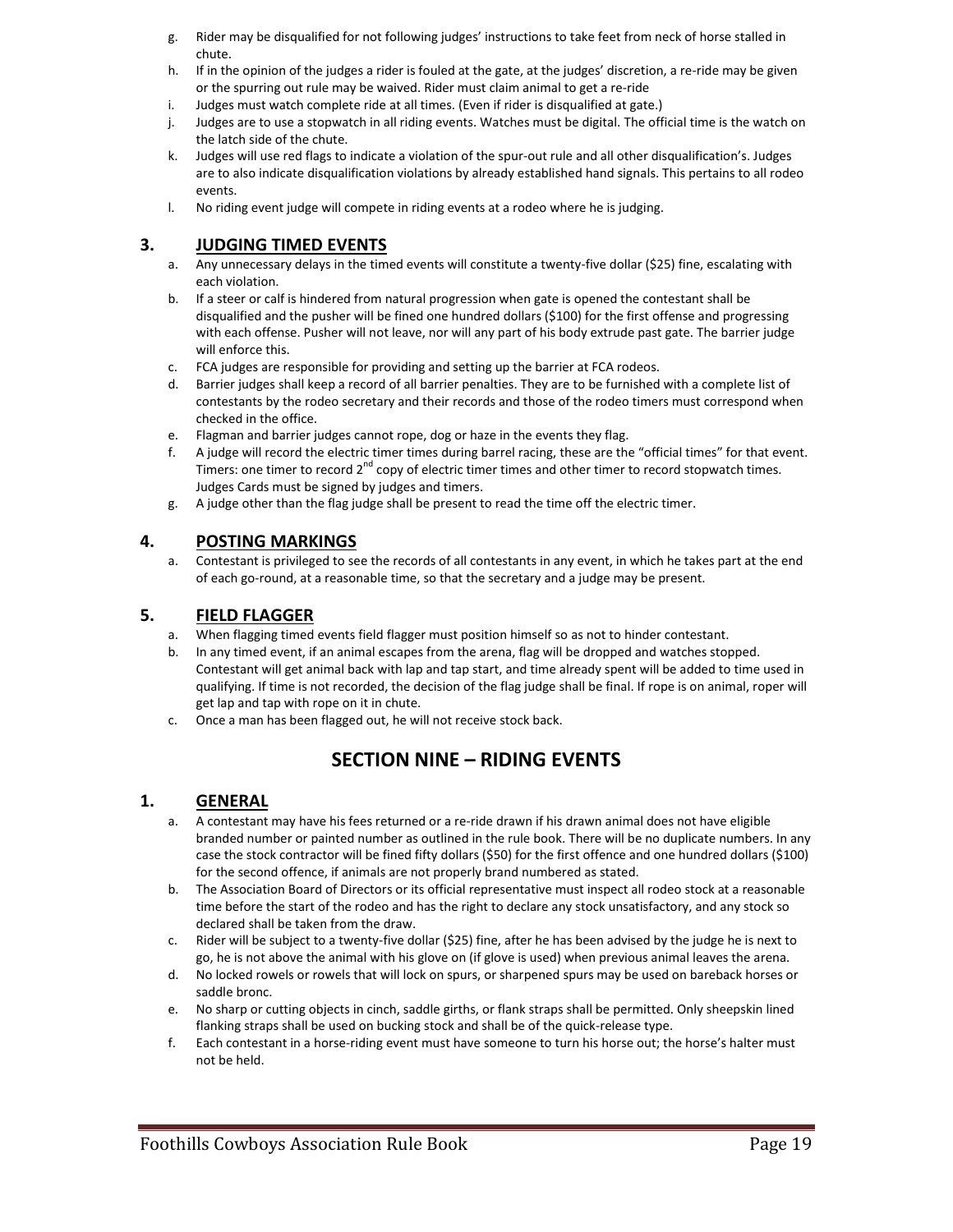g. Rider may be disqualified for not following judges' instructions to take feet from neck of horse stalled in chute.
h. If in the opinion of the judges a rider is fouled at the gate, at the judges' discretion, a re-ride may be given or the spurring out rule may be waived. Rider must claim animal to get a re-ride
i. Judges must watch complete ride at all times. (Even if rider is disqualified at gate.)
j. Judges are to use a stopwatch in all riding events. Watches must be digital. The official time is the watch on the latch side of the chute.
k. Judges will use red flags to indicate a violation of the spur-out rule and all other disqualification's. Judges are to also indicate disqualification violations by already established hand signals. This pertains to all rodeo events.
l. No riding event judge will compete in riding events at a rodeo where he is judging.

## 3. JUDGING TIMED EVENTS

a. Any unnecessary delays in the timed events will constitute a twenty-five dollar ($25) fine, escalating with each violation.
b. If a steer or calf is hindered from natural progression when gate is opened the contestant shall be disqualified and the pusher will be fined one hundred dollars ($100) for the first offense and progressing with each offense. Pusher will not leave, nor will any part of his body extrude past gate. The barrier judge will enforce this.
c. FCA judges are responsible for providing and setting up the barrier at FCA rodeos.
d. Barrier judges shall keep a record of all barrier penalties. They are to be furnished with a complete list of contestants by the rodeo secretary and their records and those of the rodeo timers must correspond when checked in the office.
e. Flagman and barrier judges cannot rope, dog or haze in the events they flag.
f. A judge will record the electric timer times during barrel racing, these are the "official times" for that event. Timers: one timer to record 2nd copy of electric timer times and other timer to record stopwatch times. Judges Cards must be signed by judges and timers.
g. A judge other than the flag judge shall be present to read the time off the electric timer.

## 4. POSTING MARKINGS

a. Contestant is privileged to see the records of all contestants in any event, in which he takes part at the end of each go-round, at a reasonable time, so that the secretary and a judge may be present.

## 5. FIELD FLAGGER

a. When flagging timed events field flagger must position himself so as not to hinder contestant.
b. In any timed event, if an animal escapes from the arena, flag will be dropped and watches stopped. Contestant will get animal back with lap and tap start, and time already spent will be added to time used in qualifying. If time is not recorded, the decision of the flag judge shall be final. If rope is on animal, roper will get lap and tap with rope on it in chute.
c. Once a man has been flagged out, he will not receive stock back.

# SECTION NINE – RIDING EVENTS

## 1. GENERAL

a. A contestant may have his fees returned or a re-ride drawn if his drawn animal does not have eligible branded number or painted number as outlined in the rule book. There will be no duplicate numbers. In any case the stock contractor will be fined fifty dollars ($50) for the first offence and one hundred dollars ($100) for the second offence, if animals are not properly brand numbered as stated.
b. The Association Board of Directors or its official representative must inspect all rodeo stock at a reasonable time before the start of the rodeo and has the right to declare any stock unsatisfactory, and any stock so declared shall be taken from the draw.
c. Rider will be subject to a twenty-five dollar ($25) fine, after he has been advised by the judge he is next to go, he is not above the animal with his glove on (if glove is used) when previous animal leaves the arena.
d. No locked rowels or rowels that will lock on spurs, or sharpened spurs may be used on bareback horses or saddle bronc.
e. No sharp or cutting objects in cinch, saddle girths, or flank straps shall be permitted. Only sheepskin lined flanking straps shall be used on bucking stock and shall be of the quick-release type.
f. Each contestant in a horse-riding event must have someone to turn his horse out; the horse's halter must not be held.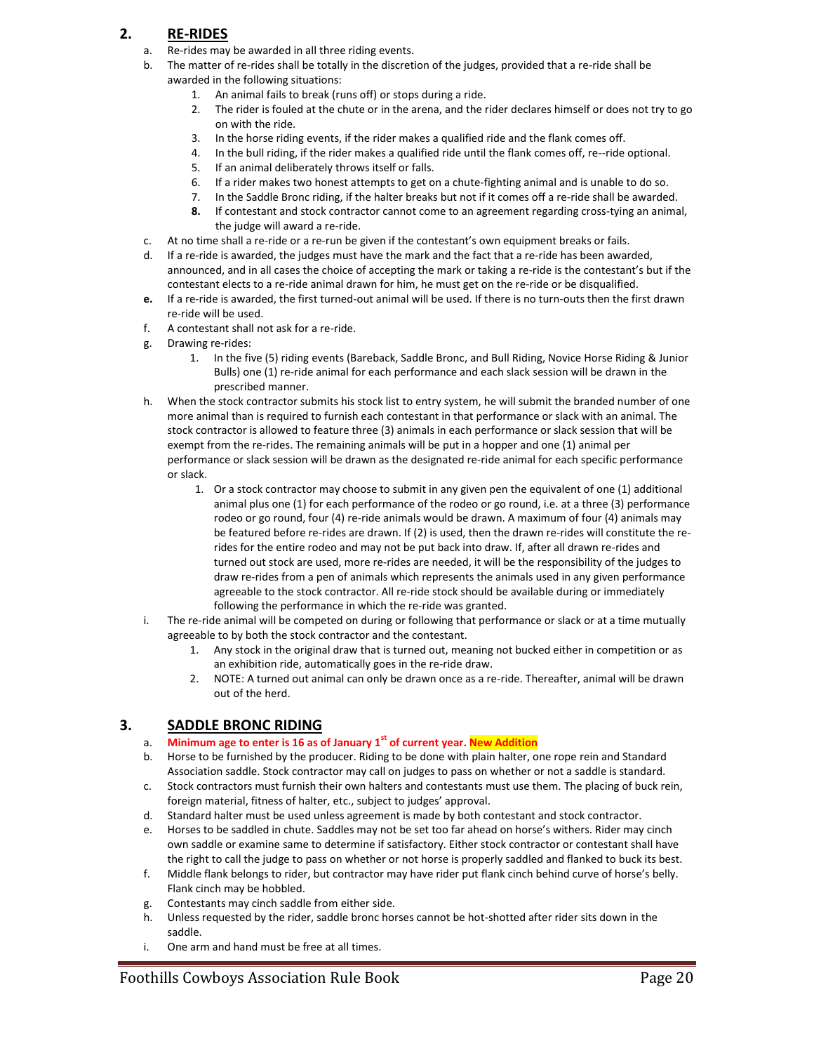## 2. RE-RIDES

a. Re-rides may be awarded in all three riding events.

b. The matter of re-rides shall be totally in the discretion of the judges, provided that a re-ride shall be awarded in the following situations:

   1. An animal fails to break (runs off) or stops during a ride.
   2. The rider is fouled at the chute or in the arena, and the rider declares himself or does not try to go on with the ride.
   3. In the horse riding events, if the rider makes a qualified ride and the flank comes off.
   4. In the bull riding, if the rider makes a qualified ride until the flank comes off, re--ride optional.
   5. If an animal deliberately throws itself or falls.
   6. If a rider makes two honest attempts to get on a chute-fighting animal and is unable to do so.
   7. In the Saddle Bronc riding, if the halter breaks but not if it comes off a re-ride shall be awarded.
   8. If contestant and stock contractor cannot come to an agreement regarding cross-tying an animal, the judge will award a re-ride.

c. At no time shall a re-ride or a re-run be given if the contestant's own equipment breaks or fails.

d. If a re-ride is awarded, the judges must have the mark and the fact that a re-ride has been awarded, announced, and in all cases the choice of accepting the mark or taking a re-ride is the contestant's but if the contestant elects to a re-ride animal drawn for him, he must get on the re-ride or be disqualified.

e. If a re-ride is awarded, the first turned-out animal will be used. If there is no turn-outs then the first drawn re-ride will be used.

f. A contestant shall not ask for a re-ride.

g. Drawing re-rides:

   1. In the five (5) riding events (Bareback, Saddle Bronc, and Bull Riding, Novice Horse Riding & Junior Bulls) one (1) re-ride animal for each performance and each slack session will be drawn in the prescribed manner.

h. When the stock contractor submits his stock list to entry system, he will submit the branded number of one more animal than is required to furnish each contestant in that performance or slack with an animal. The stock contractor is allowed to feature three (3) animals in each performance or slack session that will be exempt from the re-rides. The remaining animals will be put in a hopper and one (1) animal per performance or slack session will be drawn as the designated re-ride animal for each specific performance or slack.

   1. Or a stock contractor may choose to submit in any given pen the equivalent of one (1) additional animal plus one (1) for each performance of the rodeo or go round, i.e. at a three (3) performance rodeo or go round, four (4) re-ride animals would be drawn. A maximum of four (4) animals may be featured before re-rides are drawn. If (2) is used, then the drawn re-rides will constitute the re-rides for the entire rodeo and may not be put back into draw. If, after all drawn re-rides and turned out stock are used, more re-rides are needed, it will be the responsibility of the judges to draw re-rides from a pen of animals which represents the animals used in any given performance agreeable to the stock contractor. All re-ride stock should be available during or immediately following the performance in which the re-ride was granted.

i. The re-ride animal will be competed on during or following that performance or slack or at a time mutually agreeable to by both the stock contractor and the contestant.

   1. Any stock in the original draw that is turned out, meaning not bucked either in competition or as an exhibition ride, automatically goes in the re-ride draw.
   2. NOTE: A turned out animal can only be drawn once as a re-ride. Thereafter, animal will be drawn out of the herd.

## 3. SADDLE BRONC RIDING

a. **Minimum age to enter is 16 as of January 1st of current year. New Addition**

b. Horse to be furnished by the producer. Riding to be done with plain halter, one rope rein and Standard Association saddle. Stock contractor may call on judges to pass on whether or not a saddle is standard.

c. Stock contractors must furnish their own halters and contestants must use them. The placing of buck rein, foreign material, fitness of halter, etc., subject to judges' approval.

d. Standard halter must be used unless agreement is made by both contestant and stock contractor.

e. Horses to be saddled in chute. Saddles may not be set too far ahead on horse's withers. Rider may cinch own saddle or examine same to determine if satisfactory. Either stock contractor or contestant shall have the right to call the judge to pass on whether or not horse is properly saddled and flanked to buck its best.

f. Middle flank belongs to rider, but contractor may have rider put flank cinch behind curve of horse's belly. Flank cinch may be hobbled.

g. Contestants may cinch saddle from either side.

h. Unless requested by the rider, saddle bronc horses cannot be hot-shotted after rider sits down in the saddle.

i. One arm and hand must be free at all times.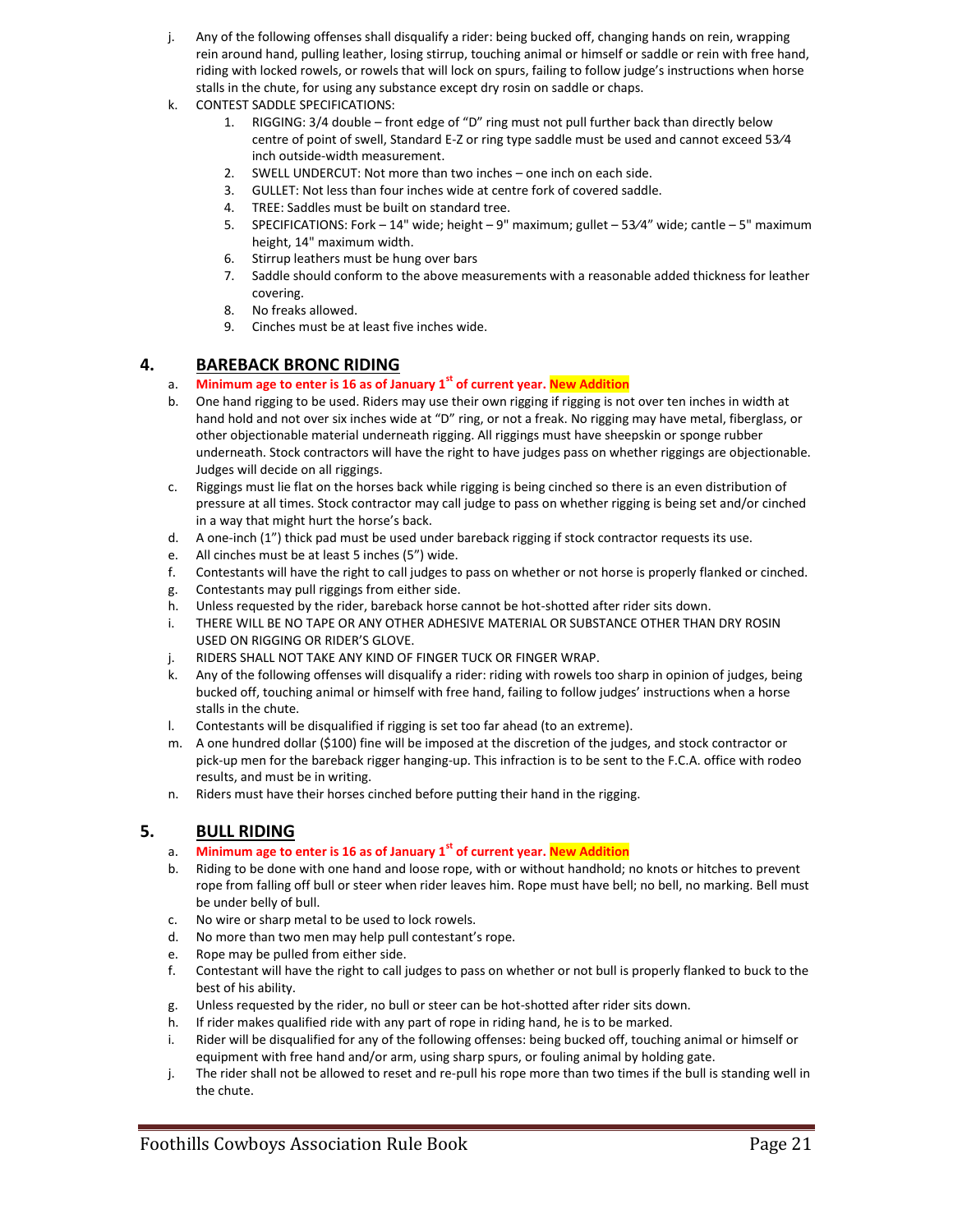j. Any of the following offenses shall disqualify a rider: being bucked off, changing hands on rein, wrapping rein around hand, pulling leather, losing stirrup, touching animal or himself or saddle or rein with free hand, riding with locked rowels, or rowels that will lock on spurs, failing to follow judge's instructions when horse stalls in the chute, for using any substance except dry rosin on saddle or chaps.

k. CONTEST SADDLE SPECIFICATIONS:

1. RIGGING: 3/4 double – front edge of "D" ring must not pull further back than directly below centre of point of swell, Standard E-Z or ring type saddle must be used and cannot exceed 53⁄4 inch outside-width measurement.
2. SWELL UNDERCUT: Not more than two inches – one inch on each side.
3. GULLET: Not less than four inches wide at centre fork of covered saddle.
4. TREE: Saddles must be built on standard tree.
5. SPECIFICATIONS: Fork – 14" wide; height – 9" maximum; gullet – 53⁄4" wide; cantle – 5" maximum height, 14" maximum width.
6. Stirrup leathers must be hung over bars
7. Saddle should conform to the above measurements with a reasonable added thickness for leather covering.
8. No freaks allowed.
9. Cinches must be at least five inches wide.

## 4. BAREBACK BRONC RIDING

a. **Minimum age to enter is 16 as of January 1st of current year. New Addition**

b. One hand rigging to be used. Riders may use their own rigging if rigging is not over ten inches in width at hand hold and not over six inches wide at "D" ring, or not a freak. No rigging may have metal, fiberglass, or other objectionable material underneath rigging. All riggings must have sheepskin or sponge rubber underneath. Stock contractors will have the right to have judges pass on whether riggings are objectionable. Judges will decide on all riggings.

c. Riggings must lie flat on the horses back while rigging is being cinched so there is an even distribution of pressure at all times. Stock contractor may call judge to pass on whether rigging is being set and/or cinched in a way that might hurt the horse's back.

d. A one-inch (1") thick pad must be used under bareback rigging if stock contractor requests its use.

e. All cinches must be at least 5 inches (5") wide.

f. Contestants will have the right to call judges to pass on whether or not horse is properly flanked or cinched.

g. Contestants may pull riggings from either side.

h. Unless requested by the rider, bareback horse cannot be hot-shotted after rider sits down.

i. THERE WILL BE NO TAPE OR ANY OTHER ADHESIVE MATERIAL OR SUBSTANCE OTHER THAN DRY ROSIN USED ON RIGGING OR RIDER'S GLOVE.

j. RIDERS SHALL NOT TAKE ANY KIND OF FINGER TUCK OR FINGER WRAP.

k. Any of the following offenses will disqualify a rider: riding with rowels too sharp in opinion of judges, being bucked off, touching animal or himself with free hand, failing to follow judges' instructions when a horse stalls in the chute.

l. Contestants will be disqualified if rigging is set too far ahead (to an extreme).

m. A one hundred dollar ($100) fine will be imposed at the discretion of the judges, and stock contractor or pick-up men for the bareback rigger hanging-up. This infraction is to be sent to the F.C.A. office with rodeo results, and must be in writing.

n. Riders must have their horses cinched before putting their hand in the rigging.

## 5. BULL RIDING

a. **Minimum age to enter is 16 as of January 1st of current year. New Addition**

b. Riding to be done with one hand and loose rope, with or without handhold; no knots or hitches to prevent rope from falling off bull or steer when rider leaves him. Rope must have bell; no bell, no marking. Bell must be under belly of bull.

c. No wire or sharp metal to be used to lock rowels.

d. No more than two men may help pull contestant's rope.

e. Rope may be pulled from either side.

f. Contestant will have the right to call judges to pass on whether or not bull is properly flanked to buck to the best of his ability.

g. Unless requested by the rider, no bull or steer can be hot-shotted after rider sits down.

h. If rider makes qualified ride with any part of rope in riding hand, he is to be marked.

i. Rider will be disqualified for any of the following offenses: being bucked off, touching animal or himself or equipment with free hand and/or arm, using sharp spurs, or fouling animal by holding gate.

j. The rider shall not be allowed to reset and re-pull his rope more than two times if the bull is standing well in the chute.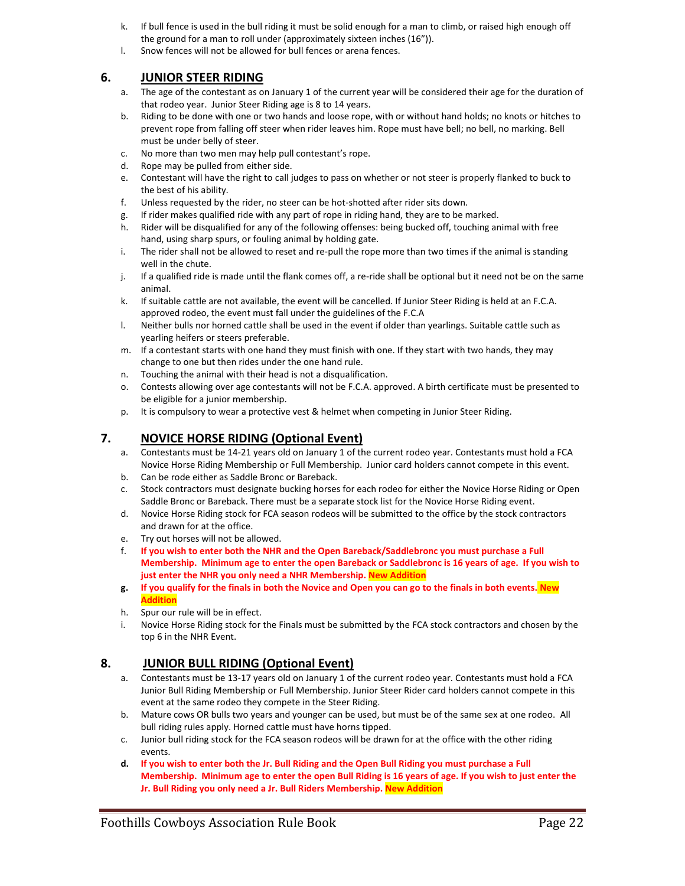k. If bull fence is used in the bull riding it must be solid enough for a man to climb, or raised high enough off the ground for a man to roll under (approximately sixteen inches (16")).
l. Snow fences will not be allowed for bull fences or arena fences.

## 6. JUNIOR STEER RIDING

a. The age of the contestant as on January 1 of the current year will be considered their age for the duration of that rodeo year. Junior Steer Riding age is 8 to 14 years.
b. Riding to be done with one or two hands and loose rope, with or without hand holds; no knots or hitches to prevent rope from falling off steer when rider leaves him. Rope must have bell; no bell, no marking. Bell must be under belly of steer.
c. No more than two men may help pull contestant's rope.
d. Rope may be pulled from either side.
e. Contestant will have the right to call judges to pass on whether or not steer is properly flanked to buck to the best of his ability.
f. Unless requested by the rider, no steer can be hot-shotted after rider sits down.
g. If rider makes qualified ride with any part of rope in riding hand, they are to be marked.
h. Rider will be disqualified for any of the following offenses: being bucked off, touching animal with free hand, using sharp spurs, or fouling animal by holding gate.
i. The rider shall not be allowed to reset and re-pull the rope more than two times if the animal is standing well in the chute.
j. If a qualified ride is made until the flank comes off, a re-ride shall be optional but it need not be on the same animal.
k. If suitable cattle are not available, the event will be cancelled. If Junior Steer Riding is held at an F.C.A. approved rodeo, the event must fall under the guidelines of the F.C.A
l. Neither bulls nor horned cattle shall be used in the event if older than yearlings. Suitable cattle such as yearling heifers or steers preferable.
m. If a contestant starts with one hand they must finish with one. If they start with two hands, they may change to one but then rides under the one hand rule.
n. Touching the animal with their head is not a disqualification.
o. Contests allowing over age contestants will not be F.C.A. approved. A birth certificate must be presented to be eligible for a junior membership.
p. It is compulsory to wear a protective vest & helmet when competing in Junior Steer Riding.

## 7. NOVICE HORSE RIDING (Optional Event)

a. Contestants must be 14-21 years old on January 1 of the current rodeo year. Contestants must hold a FCA Novice Horse Riding Membership or Full Membership. Junior card holders cannot compete in this event.
b. Can be rode either as Saddle Bronc or Bareback.
c. Stock contractors must designate bucking horses for each rodeo for either the Novice Horse Riding or Open Saddle Bronc or Bareback. There must be a separate stock list for the Novice Horse Riding event.
d. Novice Horse Riding stock for FCA season rodeos will be submitted to the office by the stock contractors and drawn for at the office.
e. Try out horses will not be allowed.
f. **If you wish to enter both the NHR and the Open Bareback/Saddlebronc you must purchase a Full Membership. Minimum age to enter the open Bareback or Saddlebronc is 16 years of age. If you wish to just enter the NHR you only need a NHR Membership. New Addition**
g. **If you qualify for the finals in both the Novice and Open you can go to the finals in both events. New Addition**
h. Spur our rule will be in effect.
i. Novice Horse Riding stock for the Finals must be submitted by the FCA stock contractors and chosen by the top 6 in the NHR Event.

## 8. JUNIOR BULL RIDING (Optional Event)

a. Contestants must be 13-17 years old on January 1 of the current rodeo year. Contestants must hold a FCA Junior Bull Riding Membership or Full Membership. Junior Steer Rider card holders cannot compete in this event at the same rodeo they compete in the Steer Riding.
b. Mature cows OR bulls two years and younger can be used, but must be of the same sex at one rodeo. All bull riding rules apply. Horned cattle must have horns tipped.
c. Junior bull riding stock for the FCA season rodeos will be drawn for at the office with the other riding events.
d. **If you wish to enter both the Jr. Bull Riding and the Open Bull Riding you must purchase a Full Membership. Minimum age to enter the open Bull Riding is 16 years of age. If you wish to just enter the Jr. Bull Riding you only need a Jr. Bull Riders Membership. New Addition**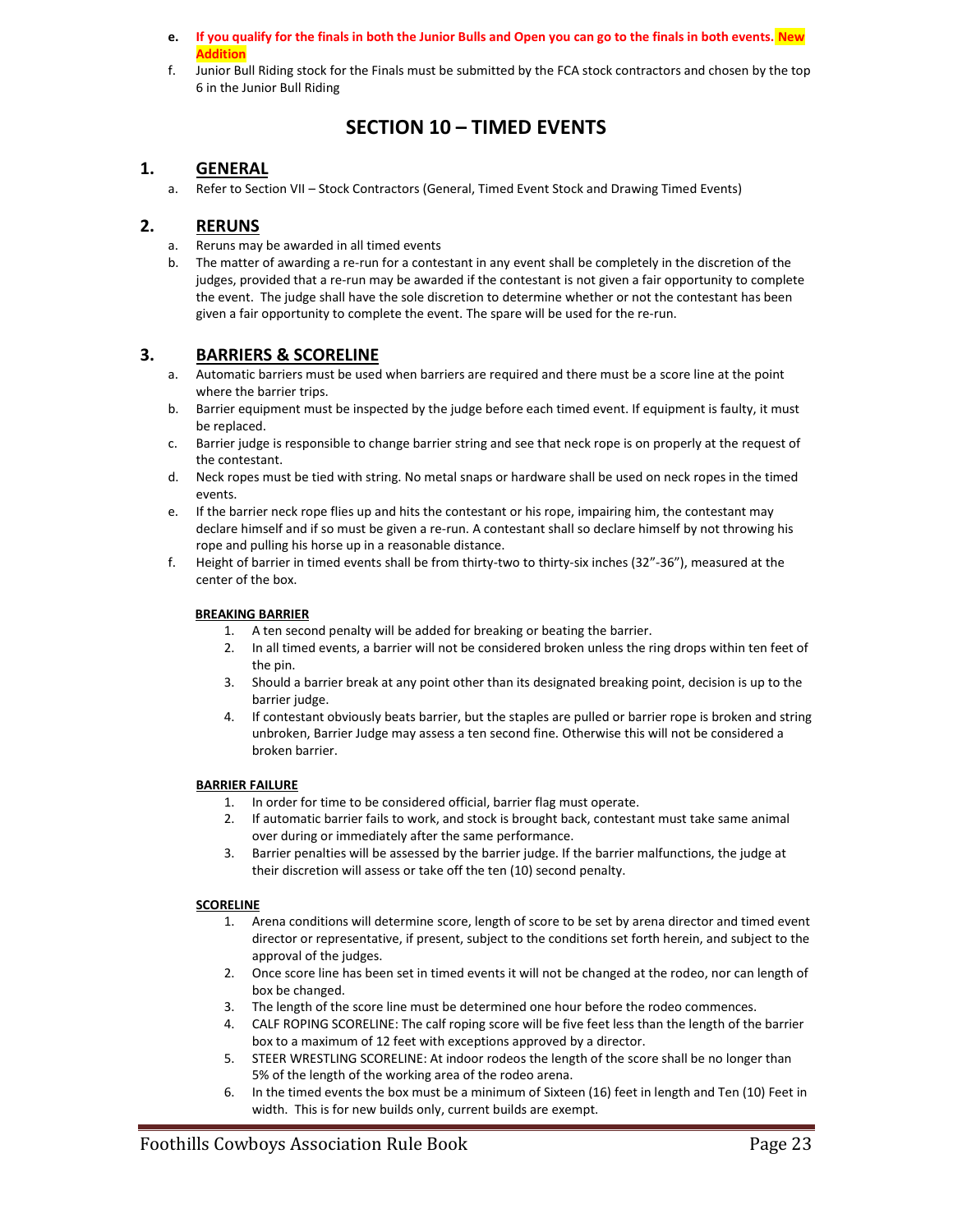e. **If you qualify for the finals in both the Junior Bulls and Open you can go to the finals in both events. New Addition**

f. Junior Bull Riding stock for the Finals must be submitted by the FCA stock contractors and chosen by the top 6 in the Junior Bull Riding

# SECTION 10 – TIMED EVENTS

## 1. GENERAL

a. Refer to Section VII – Stock Contractors (General, Timed Event Stock and Drawing Timed Events)

## 2. RERUNS

a. Reruns may be awarded in all timed events

b. The matter of awarding a re-run for a contestant in any event shall be completely in the discretion of the judges, provided that a re-run may be awarded if the contestant is not given a fair opportunity to complete the event. The judge shall have the sole discretion to determine whether or not the contestant has been given a fair opportunity to complete the event. The spare will be used for the re-run.

## 3. BARRIERS & SCORELINE

a. Automatic barriers must be used when barriers are required and there must be a score line at the point where the barrier trips.

b. Barrier equipment must be inspected by the judge before each timed event. If equipment is faulty, it must be replaced.

c. Barrier judge is responsible to change barrier string and see that neck rope is on properly at the request of the contestant.

d. Neck ropes must be tied with string. No metal snaps or hardware shall be used on neck ropes in the timed events.

e. If the barrier neck rope flies up and hits the contestant or his rope, impairing him, the contestant may declare himself and if so must be given a re-run. A contestant shall so declare himself by not throwing his rope and pulling his horse up in a reasonable distance.

f. Height of barrier in timed events shall be from thirty-two to thirty-six inches (32"-36"), measured at the center of the box.

**BREAKING BARRIER**

1. A ten second penalty will be added for breaking or beating the barrier.
2. In all timed events, a barrier will not be considered broken unless the ring drops within ten feet of the pin.
3. Should a barrier break at any point other than its designated breaking point, decision is up to the barrier judge.
4. If contestant obviously beats barrier, but the staples are pulled or barrier rope is broken and string unbroken, Barrier Judge may assess a ten second fine. Otherwise this will not be considered a broken barrier.

**BARRIER FAILURE**

1. In order for time to be considered official, barrier flag must operate.
2. If automatic barrier fails to work, and stock is brought back, contestant must take same animal over during or immediately after the same performance.
3. Barrier penalties will be assessed by the barrier judge. If the barrier malfunctions, the judge at their discretion will assess or take off the ten (10) second penalty.

**SCORELINE**

1. Arena conditions will determine score, length of score to be set by arena director and timed event director or representative, if present, subject to the conditions set forth herein, and subject to the approval of the judges.
2. Once score line has been set in timed events it will not be changed at the rodeo, nor can length of box be changed.
3. The length of the score line must be determined one hour before the rodeo commences.
4. CALF ROPING SCORELINE: The calf roping score will be five feet less than the length of the barrier box to a maximum of 12 feet with exceptions approved by a director.
5. STEER WRESTLING SCORELINE: At indoor rodeos the length of the score shall be no longer than 5% of the length of the working area of the rodeo arena.
6. In the timed events the box must be a minimum of Sixteen (16) feet in length and Ten (10) Feet in width. This is for new builds only, current builds are exempt.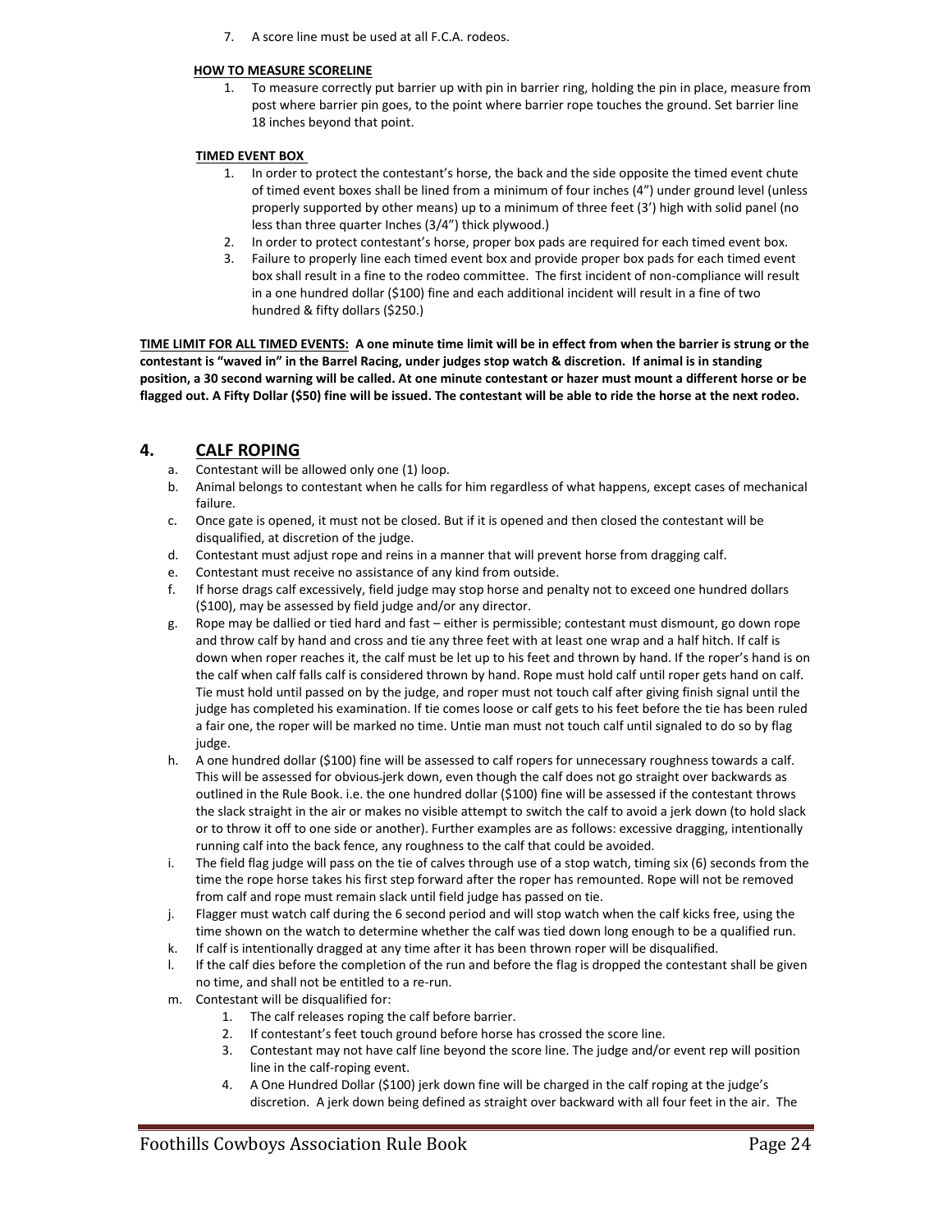7. A score line must be used at all F.C.A. rodeos.

**HOW TO MEASURE SCORELINE**

1. To measure correctly put barrier up with pin in barrier ring, holding the pin in place, measure from post where barrier pin goes, to the point where barrier rope touches the ground. Set barrier line 18 inches beyond that point.

**TIMED EVENT BOX**

1. In order to protect the contestant's horse, the back and the side opposite the timed event chute of timed event boxes shall be lined from a minimum of four inches (4") under ground level (unless properly supported by other means) up to a minimum of three feet (3') high with solid panel (no less than three quarter Inches (3/4") thick plywood.)
2. In order to protect contestant's horse, proper box pads are required for each timed event box.
3. Failure to properly line each timed event box and provide proper box pads for each timed event box shall result in a fine to the rodeo committee. The first incident of non-compliance will result in a one hundred dollar ($100) fine and each additional incident will result in a fine of two hundred & fifty dollars ($250.)

**TIME LIMIT FOR ALL TIMED EVENTS: A one minute time limit will be in effect from when the barrier is strung or the contestant is "waved in" in the Barrel Racing, under judges stop watch & discretion. If animal is in standing position, a 30 second warning will be called. At one minute contestant or hazer must mount a different horse or be flagged out. A Fifty Dollar ($50) fine will be issued. The contestant will be able to ride the horse at the next rodeo.**

## 4. CALF ROPING

a. Contestant will be allowed only one (1) loop.
b. Animal belongs to contestant when he calls for him regardless of what happens, except cases of mechanical failure.
c. Once gate is opened, it must not be closed. But if it is opened and then closed the contestant will be disqualified, at discretion of the judge.
d. Contestant must adjust rope and reins in a manner that will prevent horse from dragging calf.
e. Contestant must receive no assistance of any kind from outside.
f. If horse drags calf excessively, field judge may stop horse and penalty not to exceed one hundred dollars ($100), may be assessed by field judge and/or any director.
g. Rope may be dallied or tied hard and fast – either is permissible; contestant must dismount, go down rope and throw calf by hand and cross and tie any three feet with at least one wrap and a half hitch. If calf is down when roper reaches it, the calf must be let up to his feet and thrown by hand. If the roper's hand is on the calf when calf falls calf is considered thrown by hand. Rope must hold calf until roper gets hand on calf. Tie must hold until passed on by the judge, and roper must not touch calf after giving finish signal until the judge has completed his examination. If tie comes loose or calf gets to his feet before the tie has been ruled a fair one, the roper will be marked no time. Untie man must not touch calf until signaled to do so by flag judge.
h. A one hundred dollar ($100) fine will be assessed to calf ropers for unnecessary roughness towards a calf. This will be assessed for obvious jerk down, even though the calf does not go straight over backwards as outlined in the Rule Book. i.e. the one hundred dollar ($100) fine will be assessed if the contestant throws the slack straight in the air or makes no visible attempt to switch the calf to avoid a jerk down (to hold slack or to throw it off to one side or another). Further examples are as follows: excessive dragging, intentionally running calf into the back fence, any roughness to the calf that could be avoided.
i. The field flag judge will pass on the tie of calves through use of a stop watch, timing six (6) seconds from the time the rope horse takes his first step forward after the roper has remounted. Rope will not be removed from calf and rope must remain slack until field judge has passed on tie.
j. Flagger must watch calf during the 6 second period and will stop watch when the calf kicks free, using the time shown on the watch to determine whether the calf was tied down long enough to be a qualified run.
k. If calf is intentionally dragged at any time after it has been thrown roper will be disqualified.
l. If the calf dies before the completion of the run and before the flag is dropped the contestant shall be given no time, and shall not be entitled to a re-run.
m. Contestant will be disqualified for:
    1. The calf releases roping the calf before barrier.
    2. If contestant's feet touch ground before horse has crossed the score line.
    3. Contestant may not have calf line beyond the score line. The judge and/or event rep will position line in the calf-roping event.
    4. A One Hundred Dollar ($100) jerk down fine will be charged in the calf roping at the judge's discretion. A jerk down being defined as straight over backward with all four feet in the air. The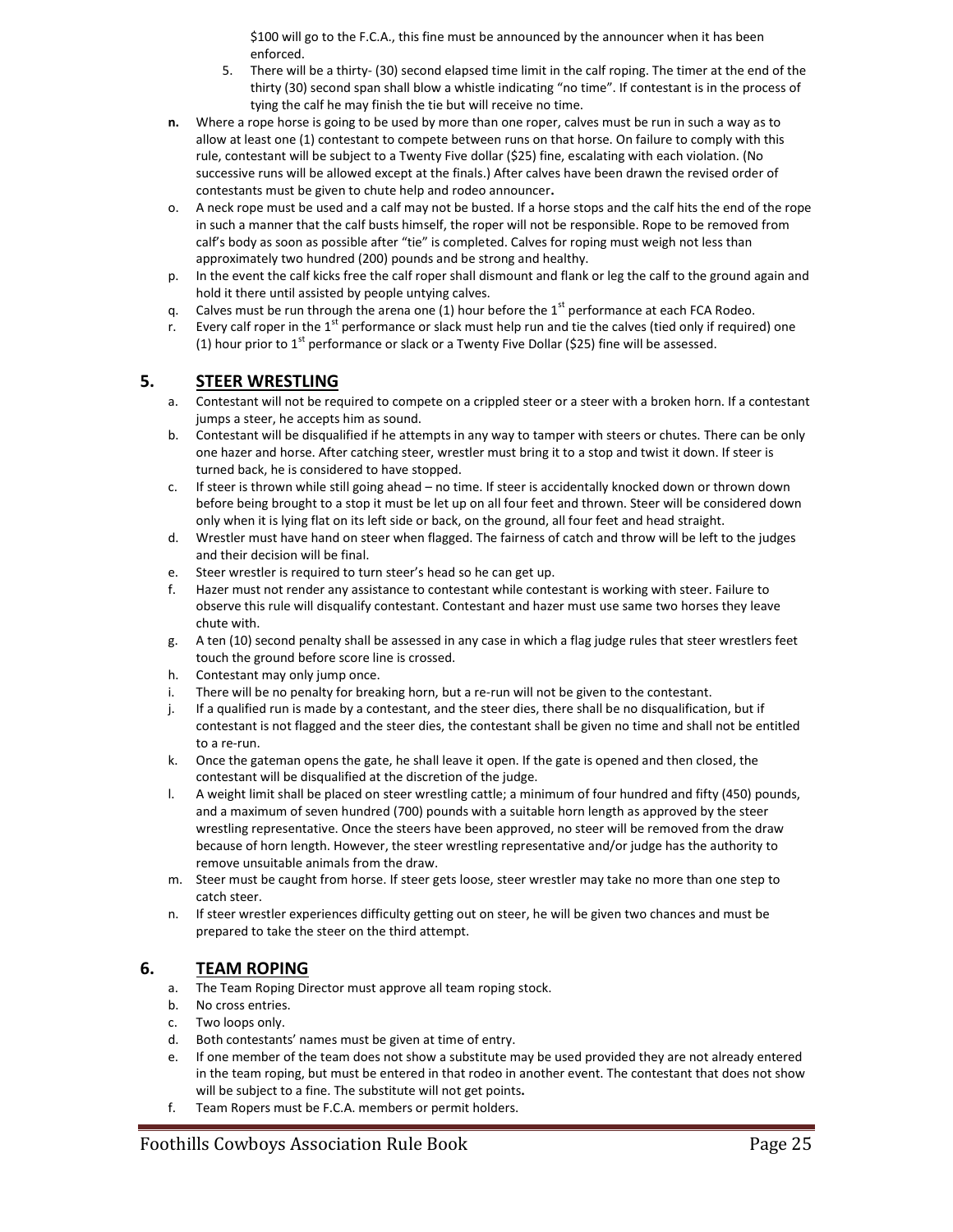$100 will go to the F.C.A., this fine must be announced by the announcer when it has been enforced.

5. There will be a thirty- (30) second elapsed time limit in the calf roping. The timer at the end of the thirty (30) second span shall blow a whistle indicating "no time". If contestant is in the process of tying the calf he may finish the tie but will receive no time.

**n.** Where a rope horse is going to be used by more than one roper, calves must be run in such a way as to allow at least one (1) contestant to compete between runs on that horse. On failure to comply with this rule, contestant will be subject to a Twenty Five dollar ($25) fine, escalating with each violation. (No successive runs will be allowed except at the finals.) After calves have been drawn the revised order of contestants must be given to chute help and rodeo announcer**.**

o. A neck rope must be used and a calf may not be busted. If a horse stops and the calf hits the end of the rope in such a manner that the calf busts himself, the roper will not be responsible. Rope to be removed from calf's body as soon as possible after "tie" is completed. Calves for roping must weigh not less than approximately two hundred (200) pounds and be strong and healthy.

p. In the event the calf kicks free the calf roper shall dismount and flank or leg the calf to the ground again and hold it there until assisted by people untying calves.

q. Calves must be run through the arena one (1) hour before the 1st performance at each FCA Rodeo.

r. Every calf roper in the 1st performance or slack must help run and tie the calves (tied only if required) one (1) hour prior to 1st performance or slack or a Twenty Five Dollar ($25) fine will be assessed.

## 5. STEER WRESTLING

a. Contestant will not be required to compete on a crippled steer or a steer with a broken horn. If a contestant jumps a steer, he accepts him as sound.

b. Contestant will be disqualified if he attempts in any way to tamper with steers or chutes. There can be only one hazer and horse. After catching steer, wrestler must bring it to a stop and twist it down. If steer is turned back, he is considered to have stopped.

c. If steer is thrown while still going ahead – no time. If steer is accidentally knocked down or thrown down before being brought to a stop it must be let up on all four feet and thrown. Steer will be considered down only when it is lying flat on its left side or back, on the ground, all four feet and head straight.

d. Wrestler must have hand on steer when flagged. The fairness of catch and throw will be left to the judges and their decision will be final.

e. Steer wrestler is required to turn steer's head so he can get up.

f. Hazer must not render any assistance to contestant while contestant is working with steer. Failure to observe this rule will disqualify contestant. Contestant and hazer must use same two horses they leave chute with.

g. A ten (10) second penalty shall be assessed in any case in which a flag judge rules that steer wrestlers feet touch the ground before score line is crossed.

h. Contestant may only jump once.

i. There will be no penalty for breaking horn, but a re-run will not be given to the contestant.

j. If a qualified run is made by a contestant, and the steer dies, there shall be no disqualification, but if contestant is not flagged and the steer dies, the contestant shall be given no time and shall not be entitled to a re-run.

k. Once the gateman opens the gate, he shall leave it open. If the gate is opened and then closed, the contestant will be disqualified at the discretion of the judge.

l. A weight limit shall be placed on steer wrestling cattle; a minimum of four hundred and fifty (450) pounds, and a maximum of seven hundred (700) pounds with a suitable horn length as approved by the steer wrestling representative. Once the steers have been approved, no steer will be removed from the draw because of horn length. However, the steer wrestling representative and/or judge has the authority to remove unsuitable animals from the draw.

m. Steer must be caught from horse. If steer gets loose, steer wrestler may take no more than one step to catch steer.

n. If steer wrestler experiences difficulty getting out on steer, he will be given two chances and must be prepared to take the steer on the third attempt.

## 6. TEAM ROPING

a. The Team Roping Director must approve all team roping stock.

b. No cross entries.

c. Two loops only.

d. Both contestants' names must be given at time of entry.

e. If one member of the team does not show a substitute may be used provided they are not already entered in the team roping, but must be entered in that rodeo in another event. The contestant that does not show will be subject to a fine. The substitute will not get points**.**

f. Team Ropers must be F.C.A. members or permit holders.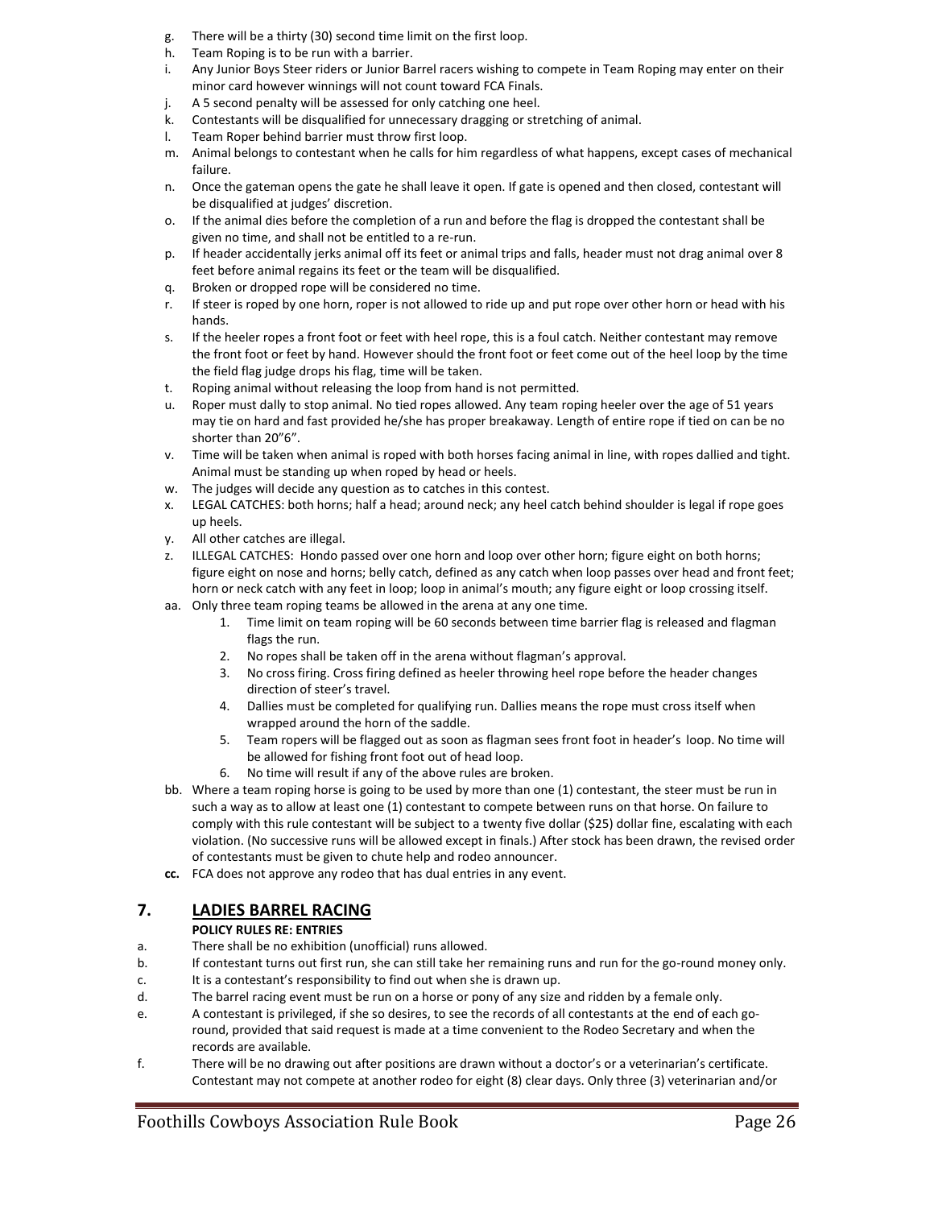g. There will be a thirty (30) second time limit on the first loop.
h. Team Roping is to be run with a barrier.
i. Any Junior Boys Steer riders or Junior Barrel racers wishing to compete in Team Roping may enter on their minor card however winnings will not count toward FCA Finals.
j. A 5 second penalty will be assessed for only catching one heel.
k. Contestants will be disqualified for unnecessary dragging or stretching of animal.
l. Team Roper behind barrier must throw first loop.
m. Animal belongs to contestant when he calls for him regardless of what happens, except cases of mechanical failure.
n. Once the gateman opens the gate he shall leave it open. If gate is opened and then closed, contestant will be disqualified at judges' discretion.
o. If the animal dies before the completion of a run and before the flag is dropped the contestant shall be given no time, and shall not be entitled to a re-run.
p. If header accidentally jerks animal off its feet or animal trips and falls, header must not drag animal over 8 feet before animal regains its feet or the team will be disqualified.
q. Broken or dropped rope will be considered no time.
r. If steer is roped by one horn, roper is not allowed to ride up and put rope over other horn or head with his hands.
s. If the heeler ropes a front foot or feet with heel rope, this is a foul catch. Neither contestant may remove the front foot or feet by hand. However should the front foot or feet come out of the heel loop by the time the field flag judge drops his flag, time will be taken.
t. Roping animal without releasing the loop from hand is not permitted.
u. Roper must dally to stop animal. No tied ropes allowed. Any team roping heeler over the age of 51 years may tie on hard and fast provided he/she has proper breakaway. Length of entire rope if tied on can be no shorter than 20"6".
v. Time will be taken when animal is roped with both horses facing animal in line, with ropes dallied and tight. Animal must be standing up when roped by head or heels.
w. The judges will decide any question as to catches in this contest.
x. LEGAL CATCHES: both horns; half a head; around neck; any heel catch behind shoulder is legal if rope goes up heels.
y. All other catches are illegal.
z. ILLEGAL CATCHES: Hondo passed over one horn and loop over other horn; figure eight on both horns; figure eight on nose and horns; belly catch, defined as any catch when loop passes over head and front feet; horn or neck catch with any feet in loop; loop in animal's mouth; any figure eight or loop crossing itself.
aa. Only three team roping teams be allowed in the arena at any one time.
    1. Time limit on team roping will be 60 seconds between time barrier flag is released and flagman flags the run.
    2. No ropes shall be taken off in the arena without flagman's approval.
    3. No cross firing. Cross firing defined as heeler throwing heel rope before the header changes direction of steer's travel.
    4. Dallies must be completed for qualifying run. Dallies means the rope must cross itself when wrapped around the horn of the saddle.
    5. Team ropers will be flagged out as soon as flagman sees front foot in header's loop. No time will be allowed for fishing front foot out of head loop.
    6. No time will result if any of the above rules are broken.
bb. Where a team roping horse is going to be used by more than one (1) contestant, the steer must be run in such a way as to allow at least one (1) contestant to compete between runs on that horse. On failure to comply with this rule contestant will be subject to a twenty five dollar ($25) dollar fine, escalating with each violation. (No successive runs will be allowed except in finals.) After stock has been drawn, the revised order of contestants must be given to chute help and rodeo announcer.
**cc.** FCA does not approve any rodeo that has dual entries in any event.

## 7. LADIES BARREL RACING

**POLICY RULES RE: ENTRIES**

a. There shall be no exhibition (unofficial) runs allowed.
b. If contestant turns out first run, she can still take her remaining runs and run for the go-round money only.
c. It is a contestant's responsibility to find out when she is drawn up.
d. The barrel racing event must be run on a horse or pony of any size and ridden by a female only.
e. A contestant is privileged, if she so desires, to see the records of all contestants at the end of each go-round, provided that said request is made at a time convenient to the Rodeo Secretary and when the records are available.
f. There will be no drawing out after positions are drawn without a doctor's or a veterinarian's certificate. Contestant may not compete at another rodeo for eight (8) clear days. Only three (3) veterinarian and/or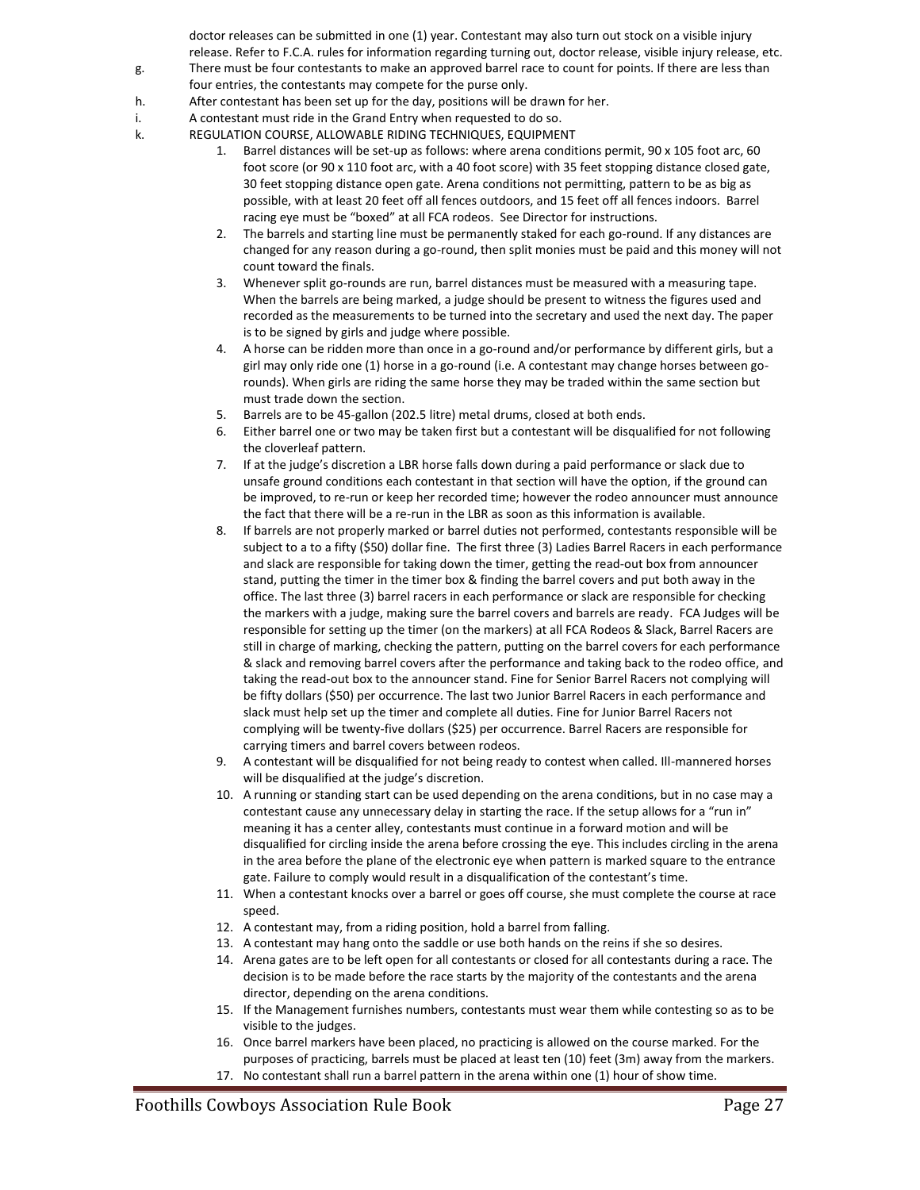doctor releases can be submitted in one (1) year. Contestant may also turn out stock on a visible injury release. Refer to F.C.A. rules for information regarding turning out, doctor release, visible injury release, etc.

g. There must be four contestants to make an approved barrel race to count for points. If there are less than four entries, the contestants may compete for the purse only.

h. After contestant has been set up for the day, positions will be drawn for her.

i. A contestant must ride in the Grand Entry when requested to do so.

k. REGULATION COURSE, ALLOWABLE RIDING TECHNIQUES, EQUIPMENT

1. Barrel distances will be set-up as follows: where arena conditions permit, 90 x 105 foot arc, 60 foot score (or 90 x 110 foot arc, with a 40 foot score) with 35 feet stopping distance closed gate, 30 feet stopping distance open gate. Arena conditions not permitting, pattern to be as big as possible, with at least 20 feet off all fences outdoors, and 15 feet off all fences indoors. Barrel racing eye must be "boxed" at all FCA rodeos. See Director for instructions.
2. The barrels and starting line must be permanently staked for each go-round. If any distances are changed for any reason during a go-round, then split monies must be paid and this money will not count toward the finals.
3. Whenever split go-rounds are run, barrel distances must be measured with a measuring tape. When the barrels are being marked, a judge should be present to witness the figures used and recorded as the measurements to be turned into the secretary and used the next day. The paper is to be signed by girls and judge where possible.
4. A horse can be ridden more than once in a go-round and/or performance by different girls, but a girl may only ride one (1) horse in a go-round (i.e. A contestant may change horses between go-rounds). When girls are riding the same horse they may be traded within the same section but must trade down the section.
5. Barrels are to be 45-gallon (202.5 litre) metal drums, closed at both ends.
6. Either barrel one or two may be taken first but a contestant will be disqualified for not following the cloverleaf pattern.
7. If at the judge's discretion a LBR horse falls down during a paid performance or slack due to unsafe ground conditions each contestant in that section will have the option, if the ground can be improved, to re-run or keep her recorded time; however the rodeo announcer must announce the fact that there will be a re-run in the LBR as soon as this information is available.
8. If barrels are not properly marked or barrel duties not performed, contestants responsible will be subject to a to a fifty ($50) dollar fine. The first three (3) Ladies Barrel Racers in each performance and slack are responsible for taking down the timer, getting the read-out box from announcer stand, putting the timer in the timer box & finding the barrel covers and put both away in the office. The last three (3) barrel racers in each performance or slack are responsible for checking the markers with a judge, making sure the barrel covers and barrels are ready. FCA Judges will be responsible for setting up the timer (on the markers) at all FCA Rodeos & Slack, Barrel Racers are still in charge of marking, checking the pattern, putting on the barrel covers for each performance & slack and removing barrel covers after the performance and taking back to the rodeo office, and taking the read-out box to the announcer stand. Fine for Senior Barrel Racers not complying will be fifty dollars ($50) per occurrence. The last two Junior Barrel Racers in each performance and slack must help set up the timer and complete all duties. Fine for Junior Barrel Racers not complying will be twenty-five dollars ($25) per occurrence. Barrel Racers are responsible for carrying timers and barrel covers between rodeos.
9. A contestant will be disqualified for not being ready to contest when called. Ill-mannered horses will be disqualified at the judge's discretion.
10. A running or standing start can be used depending on the arena conditions, but in no case may a contestant cause any unnecessary delay in starting the race. If the setup allows for a "run in" meaning it has a center alley, contestants must continue in a forward motion and will be disqualified for circling inside the arena before crossing the eye. This includes circling in the arena in the area before the plane of the electronic eye when pattern is marked square to the entrance gate. Failure to comply would result in a disqualification of the contestant's time.
11. When a contestant knocks over a barrel or goes off course, she must complete the course at race speed.
12. A contestant may, from a riding position, hold a barrel from falling.
13. A contestant may hang onto the saddle or use both hands on the reins if she so desires.
14. Arena gates are to be left open for all contestants or closed for all contestants during a race. The decision is to be made before the race starts by the majority of the contestants and the arena director, depending on the arena conditions.
15. If the Management furnishes numbers, contestants must wear them while contesting so as to be visible to the judges.
16. Once barrel markers have been placed, no practicing is allowed on the course marked. For the purposes of practicing, barrels must be placed at least ten (10) feet (3m) away from the markers.
17. No contestant shall run a barrel pattern in the arena within one (1) hour of show time.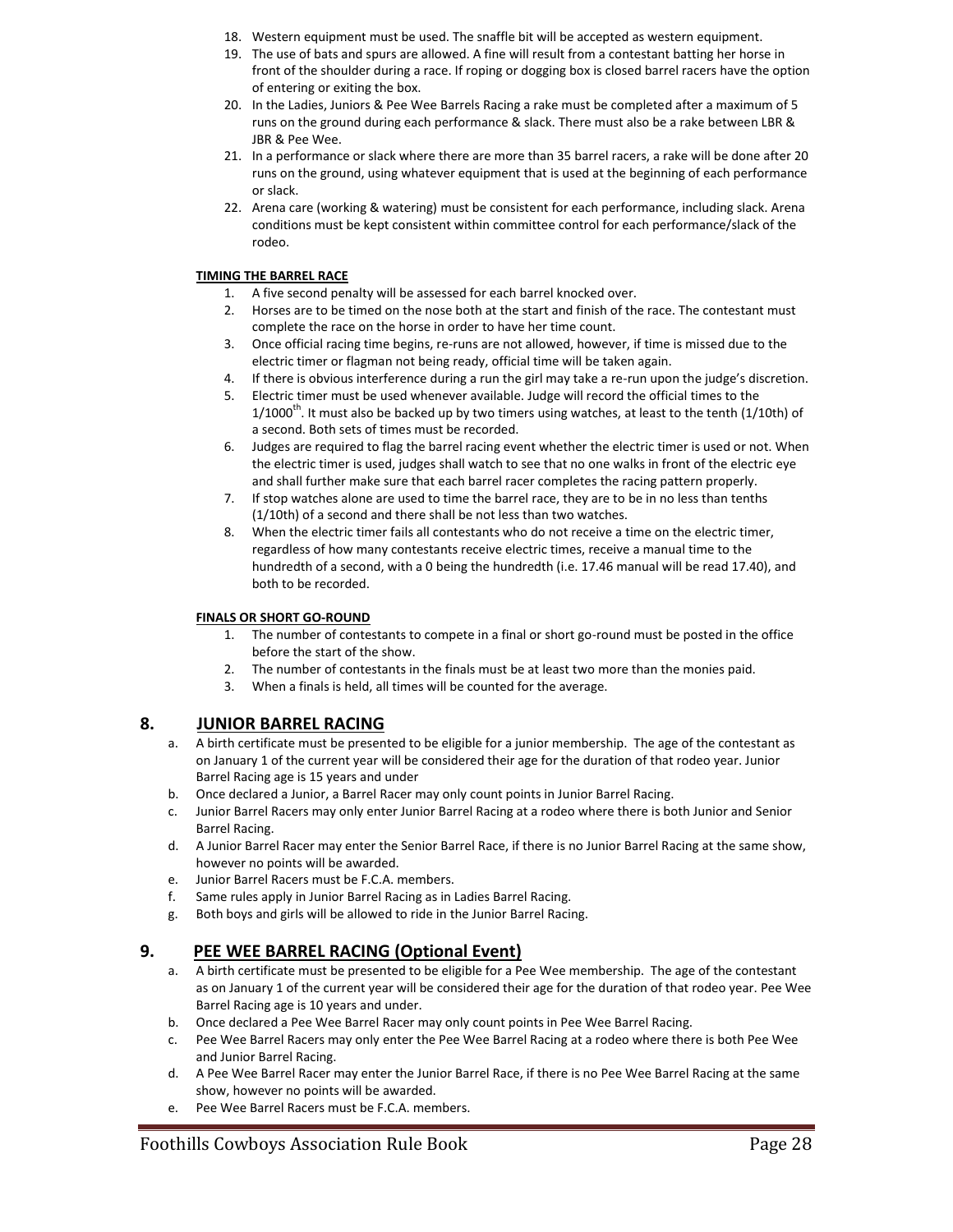18. Western equipment must be used. The snaffle bit will be accepted as western equipment.
19. The use of bats and spurs are allowed. A fine will result from a contestant batting her horse in front of the shoulder during a race. If roping or dogging box is closed barrel racers have the option of entering or exiting the box.
20. In the Ladies, Juniors & Pee Wee Barrels Racing a rake must be completed after a maximum of 5 runs on the ground during each performance & slack. There must also be a rake between LBR & JBR & Pee Wee.
21. In a performance or slack where there are more than 35 barrel racers, a rake will be done after 20 runs on the ground, using whatever equipment that is used at the beginning of each performance or slack.
22. Arena care (working & watering) must be consistent for each performance, including slack. Arena conditions must be kept consistent within committee control for each performance/slack of the rodeo.

**TIMING THE BARREL RACE**

1. A five second penalty will be assessed for each barrel knocked over.
2. Horses are to be timed on the nose both at the start and finish of the race. The contestant must complete the race on the horse in order to have her time count.
3. Once official racing time begins, re-runs are not allowed, however, if time is missed due to the electric timer or flagman not being ready, official time will be taken again.
4. If there is obvious interference during a run the girl may take a re-run upon the judge's discretion.
5. Electric timer must be used whenever available. Judge will record the official times to the 1/1000th. It must also be backed up by two timers using watches, at least to the tenth (1/10th) of a second. Both sets of times must be recorded.
6. Judges are required to flag the barrel racing event whether the electric timer is used or not. When the electric timer is used, judges shall watch to see that no one walks in front of the electric eye and shall further make sure that each barrel racer completes the racing pattern properly.
7. If stop watches alone are used to time the barrel race, they are to be in no less than tenths (1/10th) of a second and there shall be not less than two watches.
8. When the electric timer fails all contestants who do not receive a time on the electric timer, regardless of how many contestants receive electric times, receive a manual time to the hundredth of a second, with a 0 being the hundredth (i.e. 17.46 manual will be read 17.40), and both to be recorded.

**FINALS OR SHORT GO-ROUND**

1. The number of contestants to compete in a final or short go-round must be posted in the office before the start of the show.
2. The number of contestants in the finals must be at least two more than the monies paid.
3. When a finals is held, all times will be counted for the average.

## 8. JUNIOR BARREL RACING

a. A birth certificate must be presented to be eligible for a junior membership. The age of the contestant as on January 1 of the current year will be considered their age for the duration of that rodeo year. Junior Barrel Racing age is 15 years and under
b. Once declared a Junior, a Barrel Racer may only count points in Junior Barrel Racing.
c. Junior Barrel Racers may only enter Junior Barrel Racing at a rodeo where there is both Junior and Senior Barrel Racing.
d. A Junior Barrel Racer may enter the Senior Barrel Race, if there is no Junior Barrel Racing at the same show, however no points will be awarded.
e. Junior Barrel Racers must be F.C.A. members.
f. Same rules apply in Junior Barrel Racing as in Ladies Barrel Racing.
g. Both boys and girls will be allowed to ride in the Junior Barrel Racing.

## 9. PEE WEE BARREL RACING (Optional Event)

a. A birth certificate must be presented to be eligible for a Pee Wee membership. The age of the contestant as on January 1 of the current year will be considered their age for the duration of that rodeo year. Pee Wee Barrel Racing age is 10 years and under.
b. Once declared a Pee Wee Barrel Racer may only count points in Pee Wee Barrel Racing.
c. Pee Wee Barrel Racers may only enter the Pee Wee Barrel Racing at a rodeo where there is both Pee Wee and Junior Barrel Racing.
d. A Pee Wee Barrel Racer may enter the Junior Barrel Race, if there is no Pee Wee Barrel Racing at the same show, however no points will be awarded.
e. Pee Wee Barrel Racers must be F.C.A. members.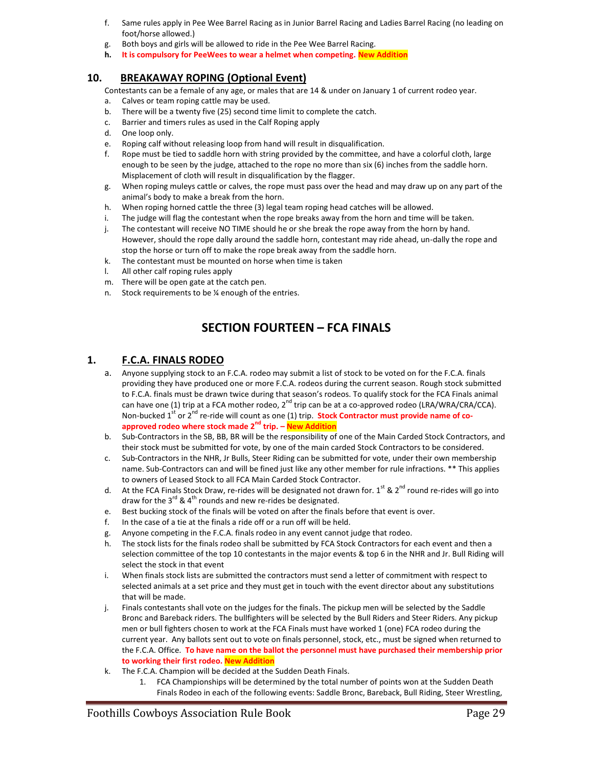f. Same rules apply in Pee Wee Barrel Racing as in Junior Barrel Racing and Ladies Barrel Racing (no leading on foot/horse allowed.)
g. Both boys and girls will be allowed to ride in the Pee Wee Barrel Racing.
h. **It is compulsory for PeeWees to wear a helmet when competing. New Addition**

### 10. BREAKAWAY ROPING (Optional Event)

Contestants can be a female of any age, or males that are 14 & under on January 1 of current rodeo year.

a. Calves or team roping cattle may be used.
b. There will be a twenty five (25) second time limit to complete the catch.
c. Barrier and timers rules as used in the Calf Roping apply
d. One loop only.
e. Roping calf without releasing loop from hand will result in disqualification.
f. Rope must be tied to saddle horn with string provided by the committee, and have a colorful cloth, large enough to be seen by the judge, attached to the rope no more than six (6) inches from the saddle horn. Misplacement of cloth will result in disqualification by the flagger.
g. When roping muleys cattle or calves, the rope must pass over the head and may draw up on any part of the animal's body to make a break from the horn.
h. When roping horned cattle the three (3) legal team roping head catches will be allowed.
i. The judge will flag the contestant when the rope breaks away from the horn and time will be taken.
j. The contestant will receive NO TIME should he or she break the rope away from the horn by hand. However, should the rope dally around the saddle horn, contestant may ride ahead, un-dally the rope and stop the horse or turn off to make the rope break away from the saddle horn.
k. The contestant must be mounted on horse when time is taken
l. All other calf roping rules apply
m. There will be open gate at the catch pen.
n. Stock requirements to be ¼ enough of the entries.

## SECTION FOURTEEN – FCA FINALS

### 1. F.C.A. FINALS RODEO

a. Anyone supplying stock to an F.C.A. rodeo may submit a list of stock to be voted on for the F.C.A. finals providing they have produced one or more F.C.A. rodeos during the current season. Rough stock submitted to F.C.A. finals must be drawn twice during that season's rodeos. To qualify stock for the FCA Finals animal can have one (1) trip at a FCA mother rodeo, 2nd trip can be at a co-approved rodeo (LRA/WRA/CRA/CCA). Non-bucked 1st or 2nd re-ride will count as one (1) trip. **Stock Contractor must provide name of co-approved rodeo where stock made 2nd trip. – New Addition**
b. Sub-Contractors in the SB, BB, BR will be the responsibility of one of the Main Carded Stock Contractors, and their stock must be submitted for vote, by one of the main carded Stock Contractors to be considered.
c. Sub-Contractors in the NHR, Jr Bulls, Steer Riding can be submitted for vote, under their own membership name. Sub-Contractors can and will be fined just like any other member for rule infractions. ** This applies to owners of Leased Stock to all FCA Main Carded Stock Contractor.
d. At the FCA Finals Stock Draw, re-rides will be designated not drawn for. 1st & 2nd round re-rides will go into draw for the 3rd & 4th rounds and new re-rides be designated.
e. Best bucking stock of the finals will be voted on after the finals before that event is over.
f. In the case of a tie at the finals a ride off or a run off will be held.
g. Anyone competing in the F.C.A. finals rodeo in any event cannot judge that rodeo.
h. The stock lists for the finals rodeo shall be submitted by FCA Stock Contractors for each event and then a selection committee of the top 10 contestants in the major events & top 6 in the NHR and Jr. Bull Riding will select the stock in that event
i. When finals stock lists are submitted the contractors must send a letter of commitment with respect to selected animals at a set price and they must get in touch with the event director about any substitutions that will be made.
j. Finals contestants shall vote on the judges for the finals. The pickup men will be selected by the Saddle Bronc and Bareback riders. The bullfighters will be selected by the Bull Riders and Steer Riders. Any pickup men or bull fighters chosen to work at the FCA Finals must have worked 1 (one) FCA rodeo during the current year. Any ballots sent out to vote on finals personnel, stock, etc., must be signed when returned to the F.C.A. Office. **To have name on the ballot the personnel must have purchased their membership prior to working their first rodeo. New Addition**
k. The F.C.A. Champion will be decided at the Sudden Death Finals.
   1. FCA Championships will be determined by the total number of points won at the Sudden Death Finals Rodeo in each of the following events: Saddle Bronc, Bareback, Bull Riding, Steer Wrestling,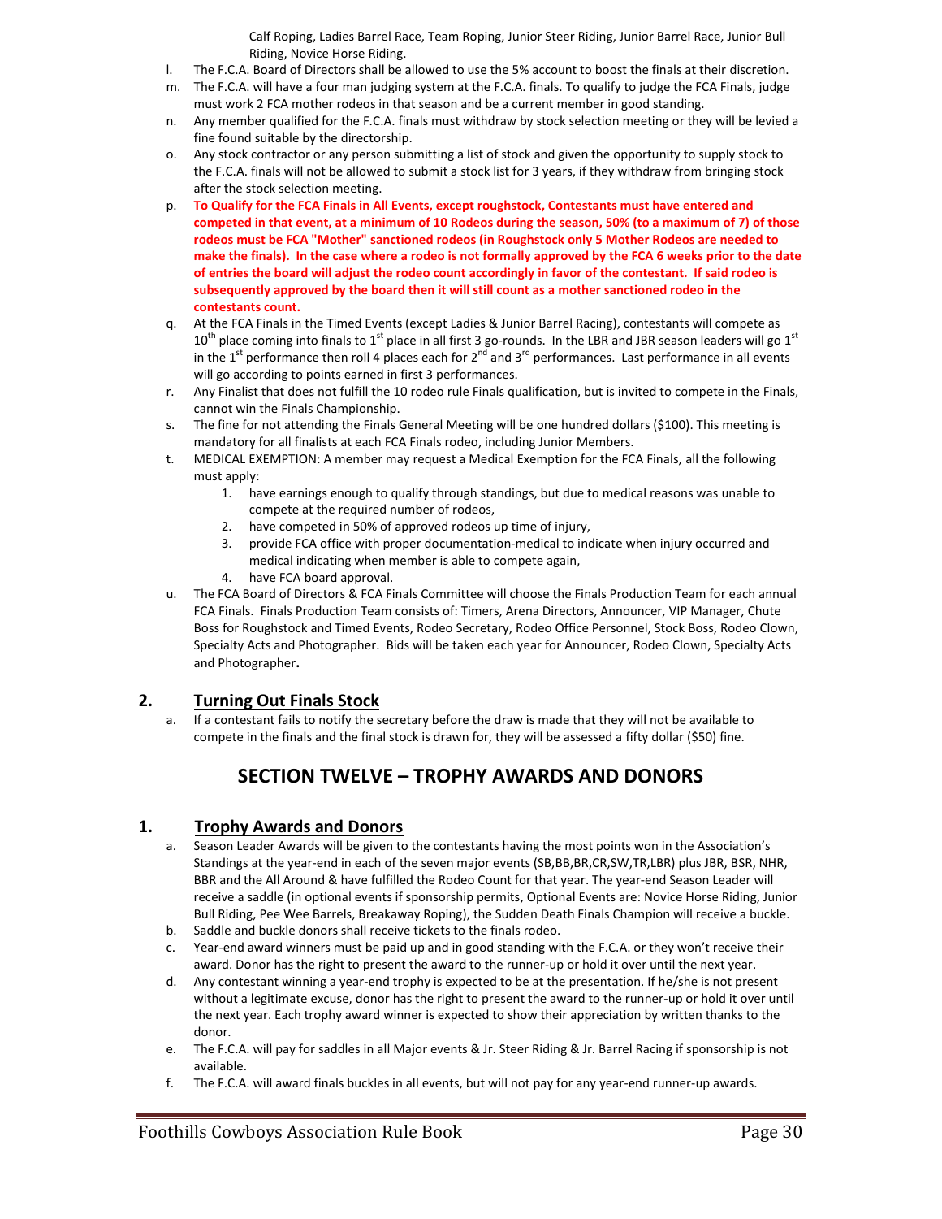Calf Roping, Ladies Barrel Race, Team Roping, Junior Steer Riding, Junior Barrel Race, Junior Bull Riding, Novice Horse Riding.

l. The F.C.A. Board of Directors shall be allowed to use the 5% account to boost the finals at their discretion.

m. The F.C.A. will have a four man judging system at the F.C.A. finals. To qualify to judge the FCA Finals, judge must work 2 FCA mother rodeos in that season and be a current member in good standing.

n. Any member qualified for the F.C.A. finals must withdraw by stock selection meeting or they will be levied a fine found suitable by the directorship.

o. Any stock contractor or any person submitting a list of stock and given the opportunity to supply stock to the F.C.A. finals will not be allowed to submit a stock list for 3 years, if they withdraw from bringing stock after the stock selection meeting.

p. **To Qualify for the FCA Finals in All Events, except roughstock, Contestants must have entered and competed in that event, at a minimum of 10 Rodeos during the season, 50% (to a maximum of 7) of those rodeos must be FCA "Mother" sanctioned rodeos (in Roughstock only 5 Mother Rodeos are needed to make the finals). In the case where a rodeo is not formally approved by the FCA 6 weeks prior to the date of entries the board will adjust the rodeo count accordingly in favor of the contestant. If said rodeo is subsequently approved by the board then it will still count as a mother sanctioned rodeo in the contestants count.**

q. At the FCA Finals in the Timed Events (except Ladies & Junior Barrel Racing), contestants will compete as 10th place coming into finals to 1st place in all first 3 go-rounds. In the LBR and JBR season leaders will go 1st in the 1st performance then roll 4 places each for 2nd and 3rd performances. Last performance in all events will go according to points earned in first 3 performances.

r. Any Finalist that does not fulfill the 10 rodeo rule Finals qualification, but is invited to compete in the Finals, cannot win the Finals Championship.

s. The fine for not attending the Finals General Meeting will be one hundred dollars ($100). This meeting is mandatory for all finalists at each FCA Finals rodeo, including Junior Members.

t. MEDICAL EXEMPTION: A member may request a Medical Exemption for the FCA Finals, all the following must apply:
   1. have earnings enough to qualify through standings, but due to medical reasons was unable to compete at the required number of rodeos,
   2. have competed in 50% of approved rodeos up time of injury,
   3. provide FCA office with proper documentation-medical to indicate when injury occurred and medical indicating when member is able to compete again,
   4. have FCA board approval.

u. The FCA Board of Directors & FCA Finals Committee will choose the Finals Production Team for each annual FCA Finals. Finals Production Team consists of: Timers, Arena Directors, Announcer, VIP Manager, Chute Boss for Roughstock and Timed Events, Rodeo Secretary, Rodeo Office Personnel, Stock Boss, Rodeo Clown, Specialty Acts and Photographer. Bids will be taken each year for Announcer, Rodeo Clown, Specialty Acts and Photographer**.**

## 2. Turning Out Finals Stock

a. If a contestant fails to notify the secretary before the draw is made that they will not be available to compete in the finals and the final stock is drawn for, they will be assessed a fifty dollar ($50) fine.

# SECTION TWELVE – TROPHY AWARDS AND DONORS

## 1. Trophy Awards and Donors

a. Season Leader Awards will be given to the contestants having the most points won in the Association's Standings at the year-end in each of the seven major events (SB,BB,BR,CR,SW,TR,LBR) plus JBR, BSR, NHR, BBR and the All Around & have fulfilled the Rodeo Count for that year. The year-end Season Leader will receive a saddle (in optional events if sponsorship permits, Optional Events are: Novice Horse Riding, Junior Bull Riding, Pee Wee Barrels, Breakaway Roping), the Sudden Death Finals Champion will receive a buckle.

b. Saddle and buckle donors shall receive tickets to the finals rodeo.

c. Year-end award winners must be paid up and in good standing with the F.C.A. or they won't receive their award. Donor has the right to present the award to the runner-up or hold it over until the next year.

d. Any contestant winning a year-end trophy is expected to be at the presentation. If he/she is not present without a legitimate excuse, donor has the right to present the award to the runner-up or hold it over until the next year. Each trophy award winner is expected to show their appreciation by written thanks to the donor.

e. The F.C.A. will pay for saddles in all Major events & Jr. Steer Riding & Jr. Barrel Racing if sponsorship is not available.

f. The F.C.A. will award finals buckles in all events, but will not pay for any year-end runner-up awards.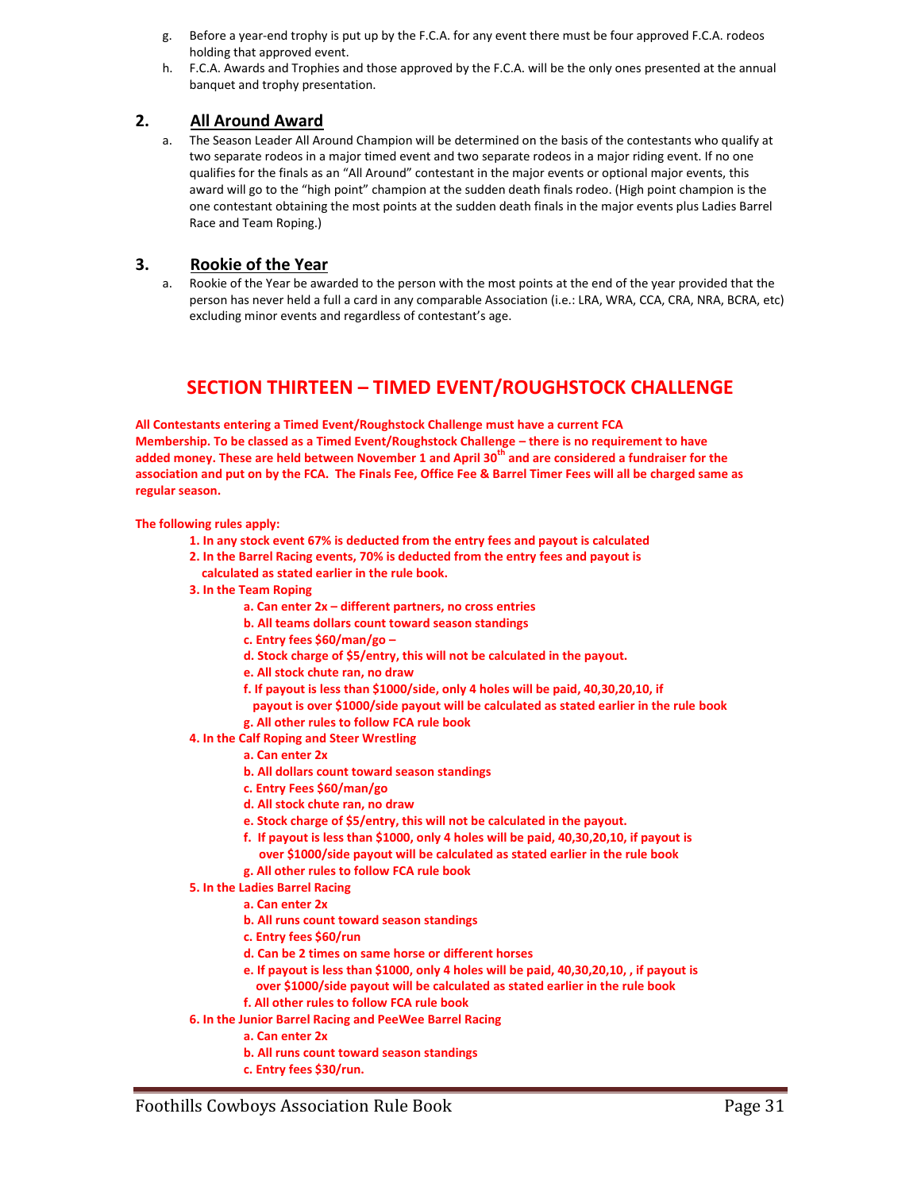g. Before a year-end trophy is put up by the F.C.A. for any event there must be four approved F.C.A. rodeos holding that approved event.

h. F.C.A. Awards and Trophies and those approved by the F.C.A. will be the only ones presented at the annual banquet and trophy presentation.

## 2. All Around Award

a. The Season Leader All Around Champion will be determined on the basis of the contestants who qualify at two separate rodeos in a major timed event and two separate rodeos in a major riding event. If no one qualifies for the finals as an "All Around" contestant in the major events or optional major events, this award will go to the "high point" champion at the sudden death finals rodeo. (High point champion is the one contestant obtaining the most points at the sudden death finals in the major events plus Ladies Barrel Race and Team Roping.)

## 3. Rookie of the Year

a. Rookie of the Year be awarded to the person with the most points at the end of the year provided that the person has never held a full a card in any comparable Association (i.e.: LRA, WRA, CCA, CRA, NRA, BCRA, etc) excluding minor events and regardless of contestant's age.

# SECTION THIRTEEN – TIMED EVENT/ROUGHSTOCK CHALLENGE

**All Contestants entering a Timed Event/Roughstock Challenge must have a current FCA Membership. To be classed as a Timed Event/Roughstock Challenge – there is no requirement to have added money. These are held between November 1 and April 30th and are considered a fundraiser for the association and put on by the FCA. The Finals Fee, Office Fee & Barrel Timer Fees will all be charged same as regular season.**

**The following rules apply:**

**1. In any stock event 67% is deducted from the entry fees and payout is calculated**

**2. In the Barrel Racing events, 70% is deducted from the entry fees and payout is calculated as stated earlier in the rule book.**

**3. In the Team Roping**

- **a. Can enter 2x – different partners, no cross entries**
- **b. All teams dollars count toward season standings**
- **c. Entry fees $60/man/go –**
- **d. Stock charge of $5/entry, this will not be calculated in the payout.**
- **e. All stock chute ran, no draw**
- **f. If payout is less than $1000/side, only 4 holes will be paid, 40,30,20,10, if payout is over $1000/side payout will be calculated as stated earlier in the rule book**
- **g. All other rules to follow FCA rule book**

**4. In the Calf Roping and Steer Wrestling**

- **a. Can enter 2x**
- **b. All dollars count toward season standings**
- **c. Entry Fees $60/man/go**
- **d. All stock chute ran, no draw**
- **e. Stock charge of $5/entry, this will not be calculated in the payout.**
- **f. If payout is less than $1000, only 4 holes will be paid, 40,30,20,10, if payout is over $1000/side payout will be calculated as stated earlier in the rule book**
- **g. All other rules to follow FCA rule book**

**5. In the Ladies Barrel Racing**

- **a. Can enter 2x**
- **b. All runs count toward season standings**
- **c. Entry fees $60/run**
- **d. Can be 2 times on same horse or different horses**
- **e. If payout is less than $1000, only 4 holes will be paid, 40,30,20,10, , if payout is over $1000/side payout will be calculated as stated earlier in the rule book**
- **f. All other rules to follow FCA rule book**

**6. In the Junior Barrel Racing and PeeWee Barrel Racing**

- **a. Can enter 2x**
- **b. All runs count toward season standings**
- **c. Entry fees $30/run.**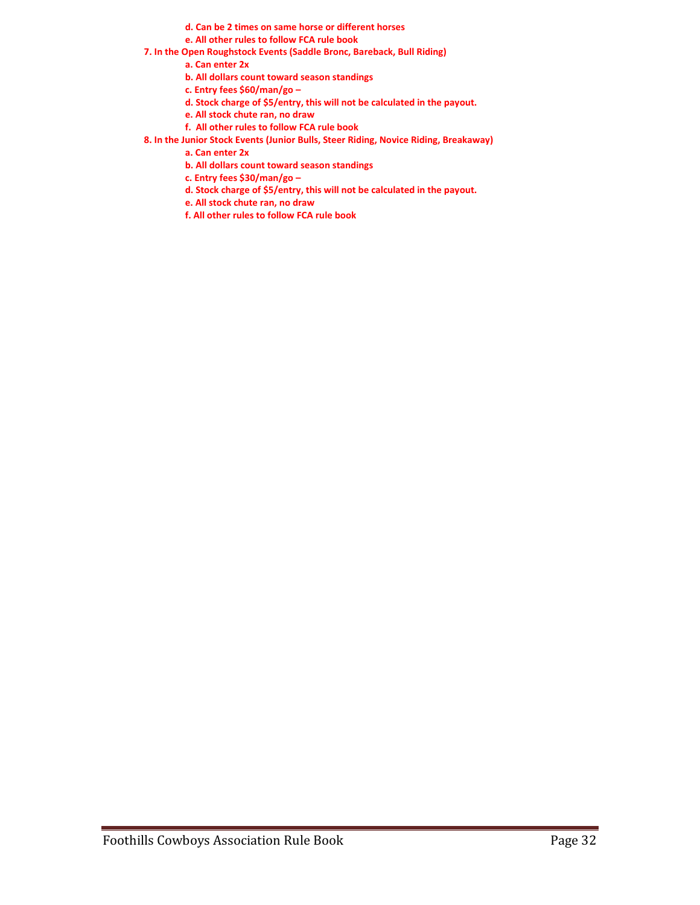**d. Can be 2 times on same horse or different horses**

**e. All other rules to follow FCA rule book**

**7. In the Open Roughstock Events (Saddle Bronc, Bareback, Bull Riding)**

**a. Can enter 2x**

**b. All dollars count toward season standings**

**c. Entry fees $60/man/go –**

**d. Stock charge of $5/entry, this will not be calculated in the payout.**

**e. All stock chute ran, no draw**

**f. All other rules to follow FCA rule book**

**8. In the Junior Stock Events (Junior Bulls, Steer Riding, Novice Riding, Breakaway)**

**a. Can enter 2x**

**b. All dollars count toward season standings**

**c. Entry fees $30/man/go –**

**d. Stock charge of $5/entry, this will not be calculated in the payout.**

**e. All stock chute ran, no draw**

**f. All other rules to follow FCA rule book**